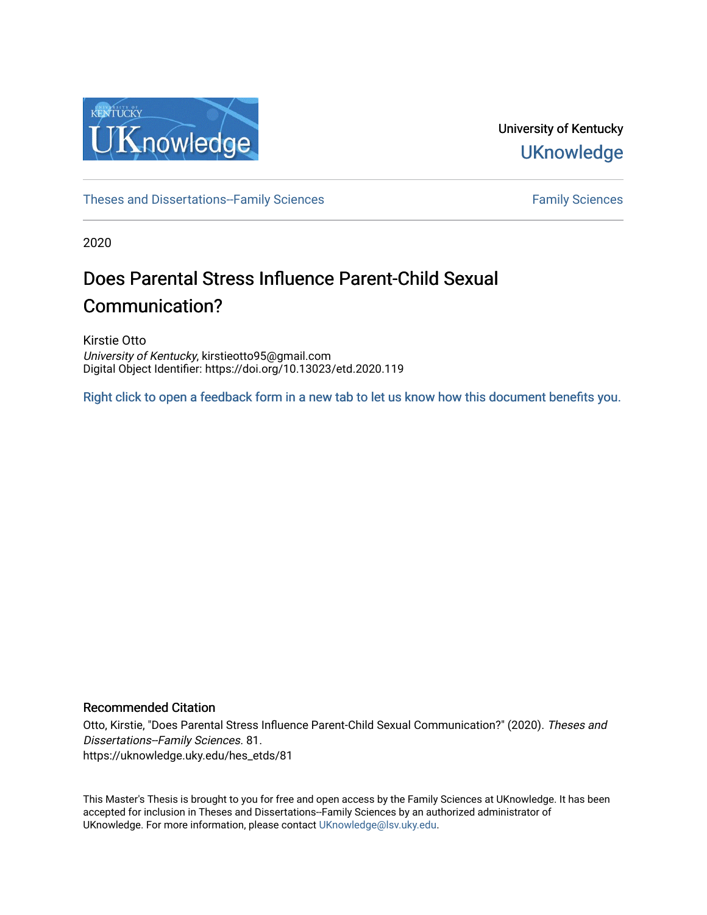University of Kentucky

UKnowledge

Theses and Dissertations--Family Sciences | Family Sciences

2020

# Does Parental Stress Influence Parent-Child Sexual Communication?

Kirstie Otto

*University of Kentucky*, kirstieotto95@gmail.com

Digital Object Identifier: https://doi.org/10.13023/etd.2020.119

Right click to open a feedback form in a new tab to let us know how this document benefits you.

## Recommended Citation

Otto, Kirstie, "Does Parental Stress Influence Parent-Child Sexual Communication?" (2020). *Theses and Dissertations--Family Sciences*. 81.
https://uknowledge.uky.edu/hes_etds/81

This Master's Thesis is brought to you for free and open access by the Family Sciences at UKnowledge. It has been accepted for inclusion in Theses and Dissertations--Family Sciences by an authorized administrator of UKnowledge. For more information, please contact UKnowledge@lsv.uky.edu.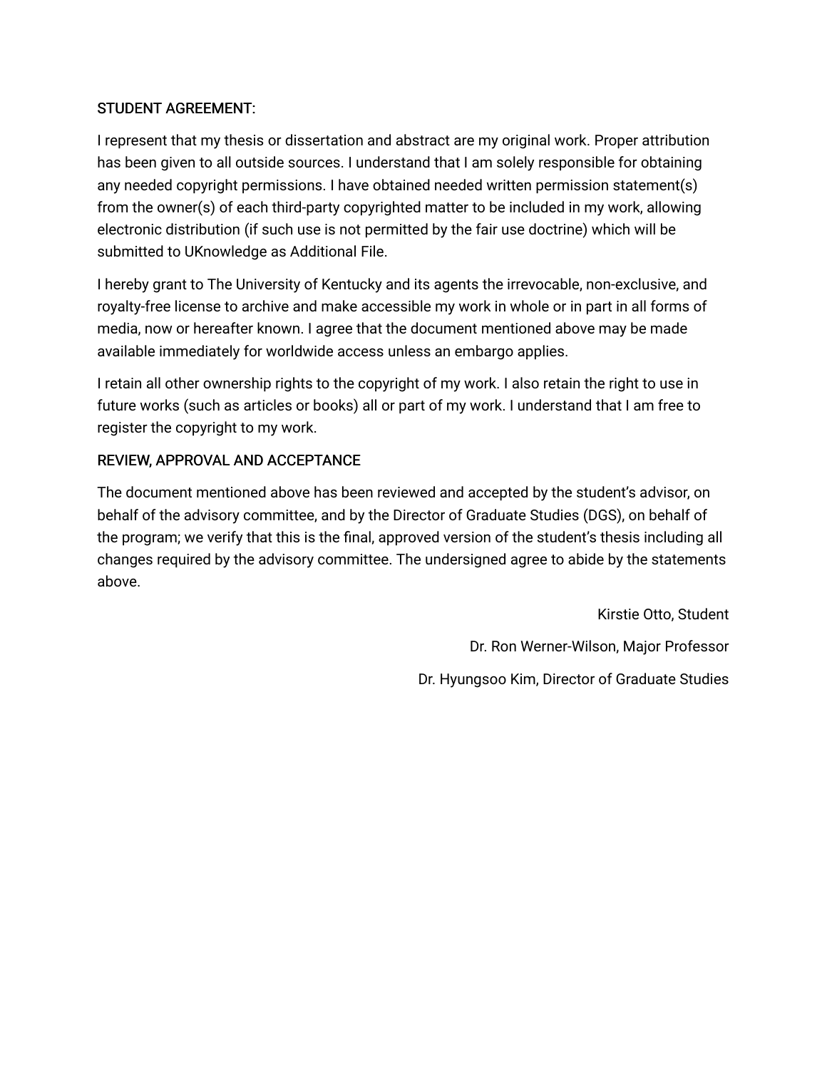STUDENT AGREEMENT:

I represent that my thesis or dissertation and abstract are my original work. Proper attribution has been given to all outside sources. I understand that I am solely responsible for obtaining any needed copyright permissions. I have obtained needed written permission statement(s) from the owner(s) of each third-party copyrighted matter to be included in my work, allowing electronic distribution (if such use is not permitted by the fair use doctrine) which will be submitted to UKnowledge as Additional File.

I hereby grant to The University of Kentucky and its agents the irrevocable, non-exclusive, and royalty-free license to archive and make accessible my work in whole or in part in all forms of media, now or hereafter known. I agree that the document mentioned above may be made available immediately for worldwide access unless an embargo applies.

I retain all other ownership rights to the copyright of my work. I also retain the right to use in future works (such as articles or books) all or part of my work. I understand that I am free to register the copyright to my work.

REVIEW, APPROVAL AND ACCEPTANCE

The document mentioned above has been reviewed and accepted by the student's advisor, on behalf of the advisory committee, and by the Director of Graduate Studies (DGS), on behalf of the program; we verify that this is the final, approved version of the student's thesis including all changes required by the advisory committee. The undersigned agree to abide by the statements above.

Kirstie Otto, Student

Dr. Ron Werner-Wilson, Major Professor

Dr. Hyungsoo Kim, Director of Graduate Studies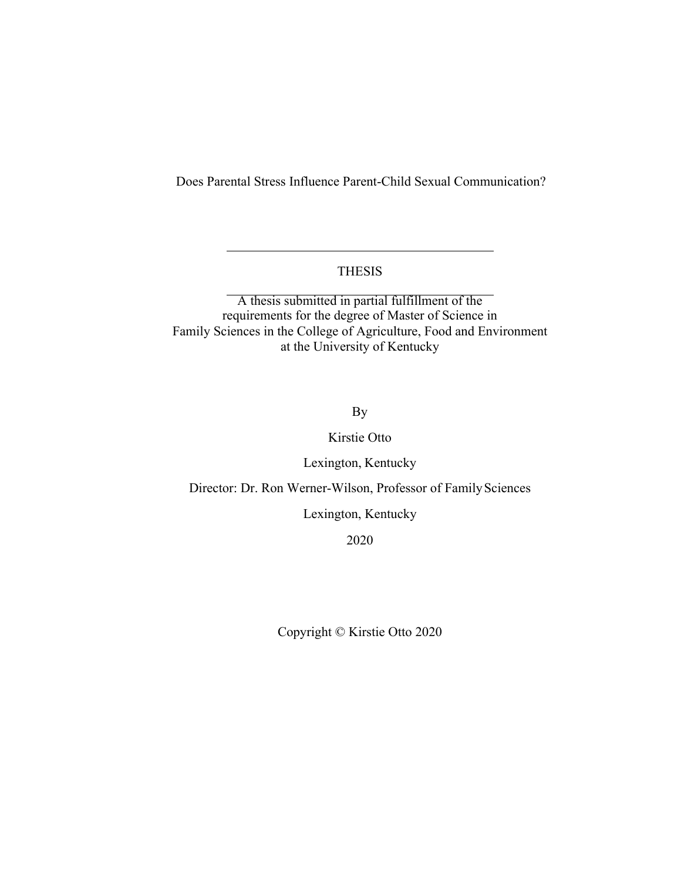Does Parental Stress Influence Parent-Child Sexual Communication?

---

THESIS

---

A thesis submitted in partial fulfillment of the requirements for the degree of Master of Science in Family Sciences in the College of Agriculture, Food and Environment at the University of Kentucky

By

Kirstie Otto

Lexington, Kentucky

Director: Dr. Ron Werner-Wilson, Professor of Family Sciences

Lexington, Kentucky

2020

Copyright © Kirstie Otto 2020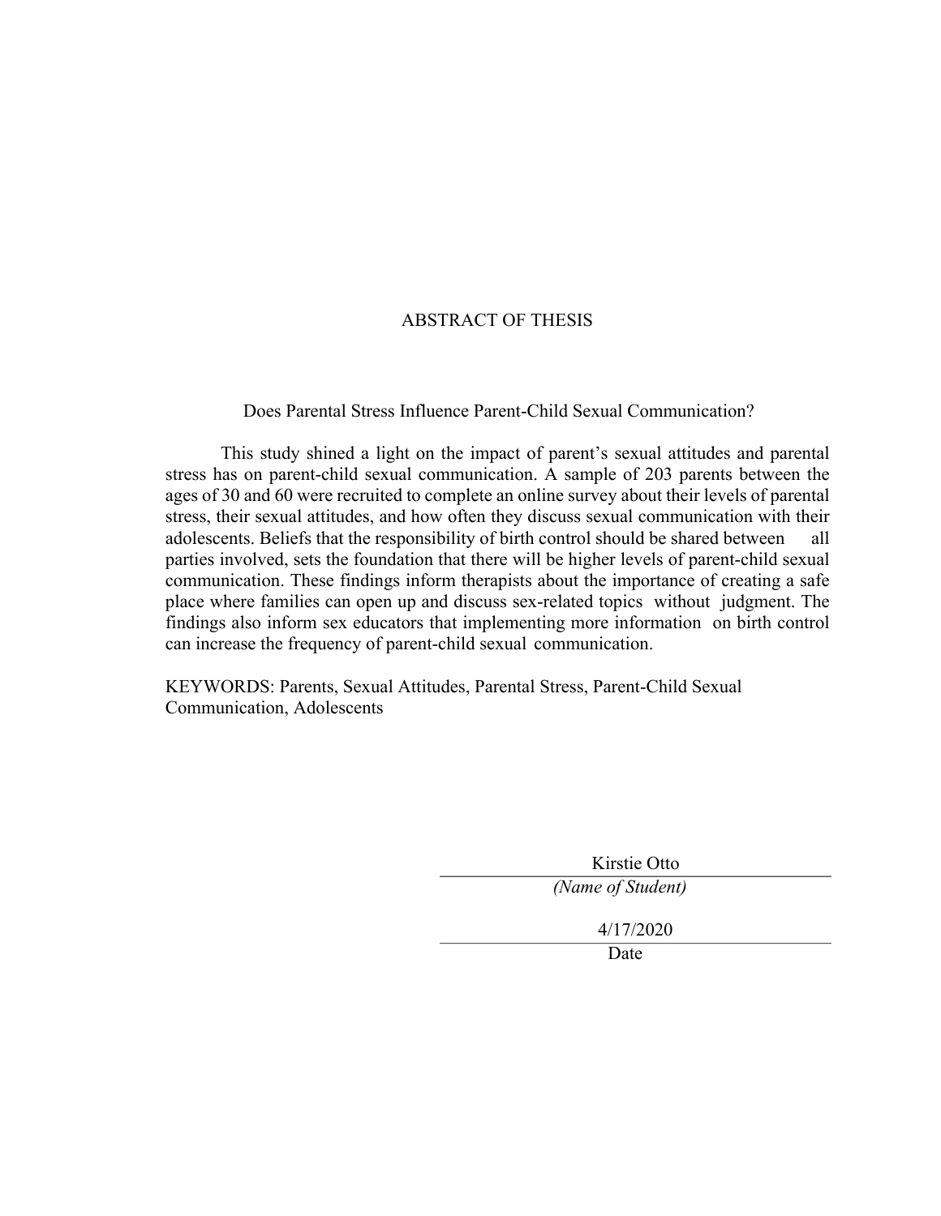# ABSTRACT OF THESIS

## Does Parental Stress Influence Parent-Child Sexual Communication?

This study shined a light on the impact of parent's sexual attitudes and parental stress has on parent-child sexual communication. A sample of 203 parents between the ages of 30 and 60 were recruited to complete an online survey about their levels of parental stress, their sexual attitudes, and how often they discuss sexual communication with their adolescents. Beliefs that the responsibility of birth control should be shared between all parties involved, sets the foundation that there will be higher levels of parent-child sexual communication. These findings inform therapists about the importance of creating a safe place where families can open up and discuss sex-related topics without judgment. The findings also inform sex educators that implementing more information on birth control can increase the frequency of parent-child sexual communication.

KEYWORDS: Parents, Sexual Attitudes, Parental Stress, Parent-Child Sexual Communication, Adolescents

Kirstie Otto
*(Name of Student)*

4/17/2020
Date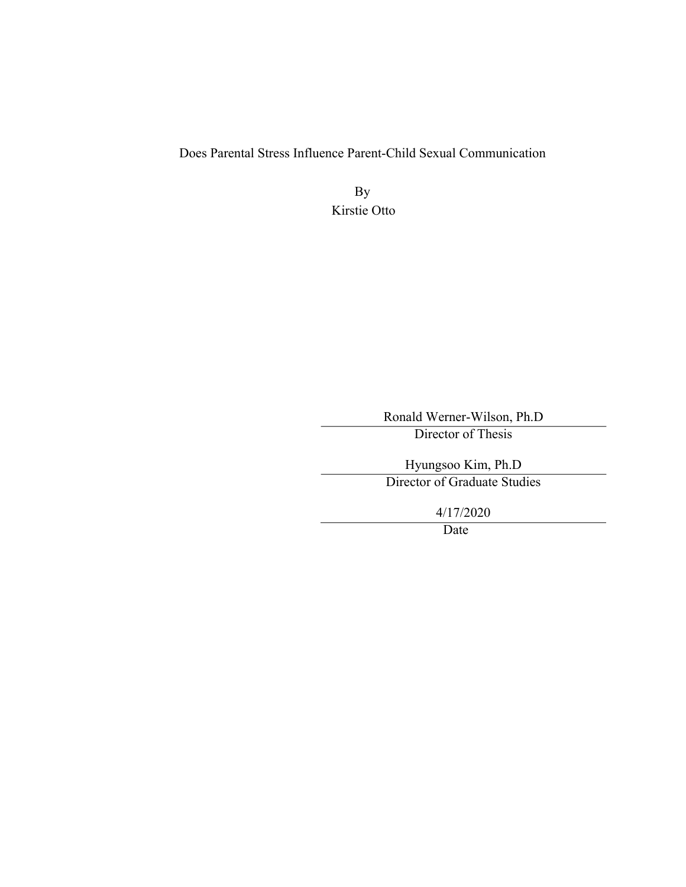Does Parental Stress Influence Parent-Child Sexual Communication

By

Kirstie Otto

Ronald Werner-Wilson, Ph.D

Director of Thesis

Hyungsoo Kim, Ph.D

Director of Graduate Studies

4/17/2020

Date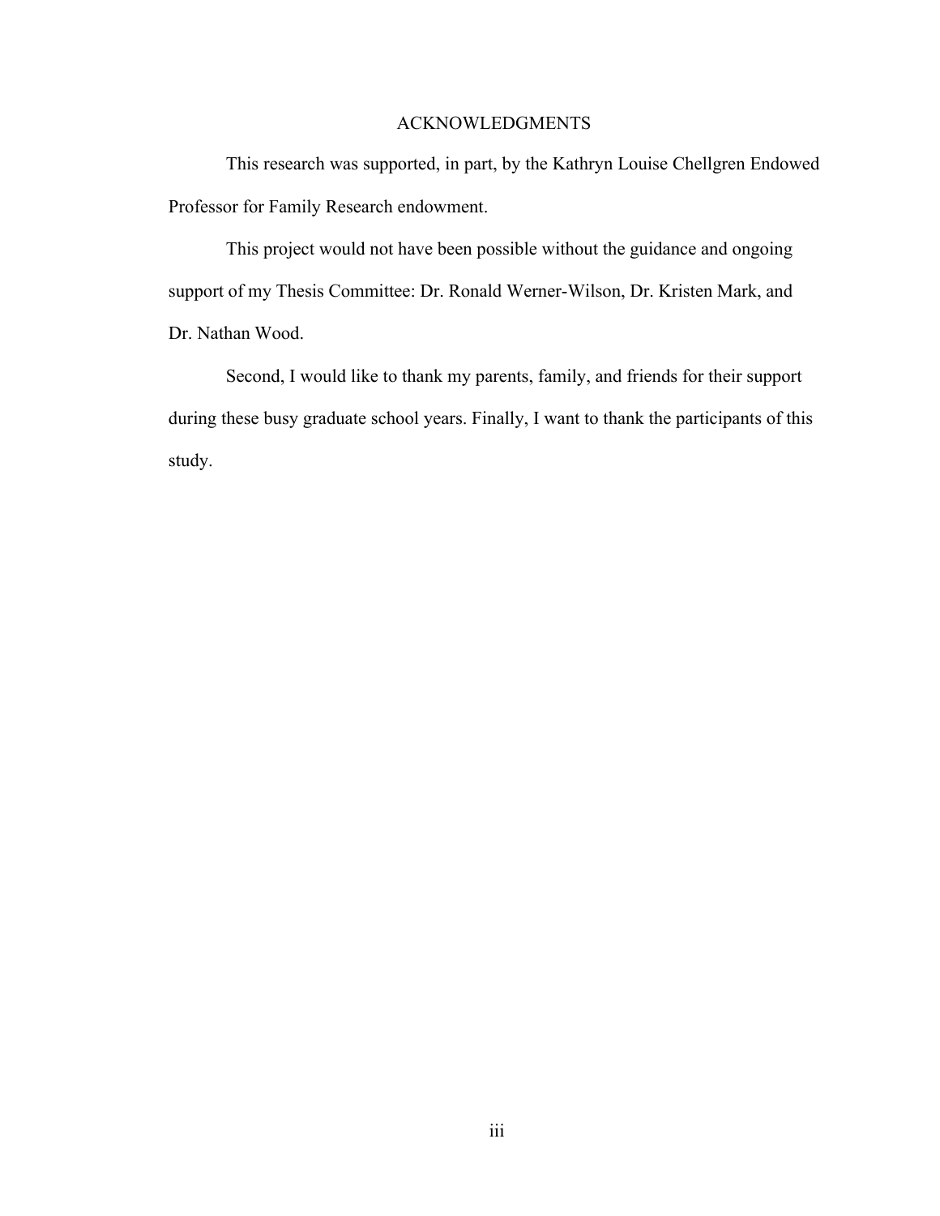# ACKNOWLEDGMENTS

This research was supported, in part, by the Kathryn Louise Chellgren Endowed Professor for Family Research endowment.

This project would not have been possible without the guidance and ongoing support of my Thesis Committee: Dr. Ronald Werner-Wilson, Dr. Kristen Mark, and Dr. Nathan Wood.

Second, I would like to thank my parents, family, and friends for their support during these busy graduate school years. Finally, I want to thank the participants of this study.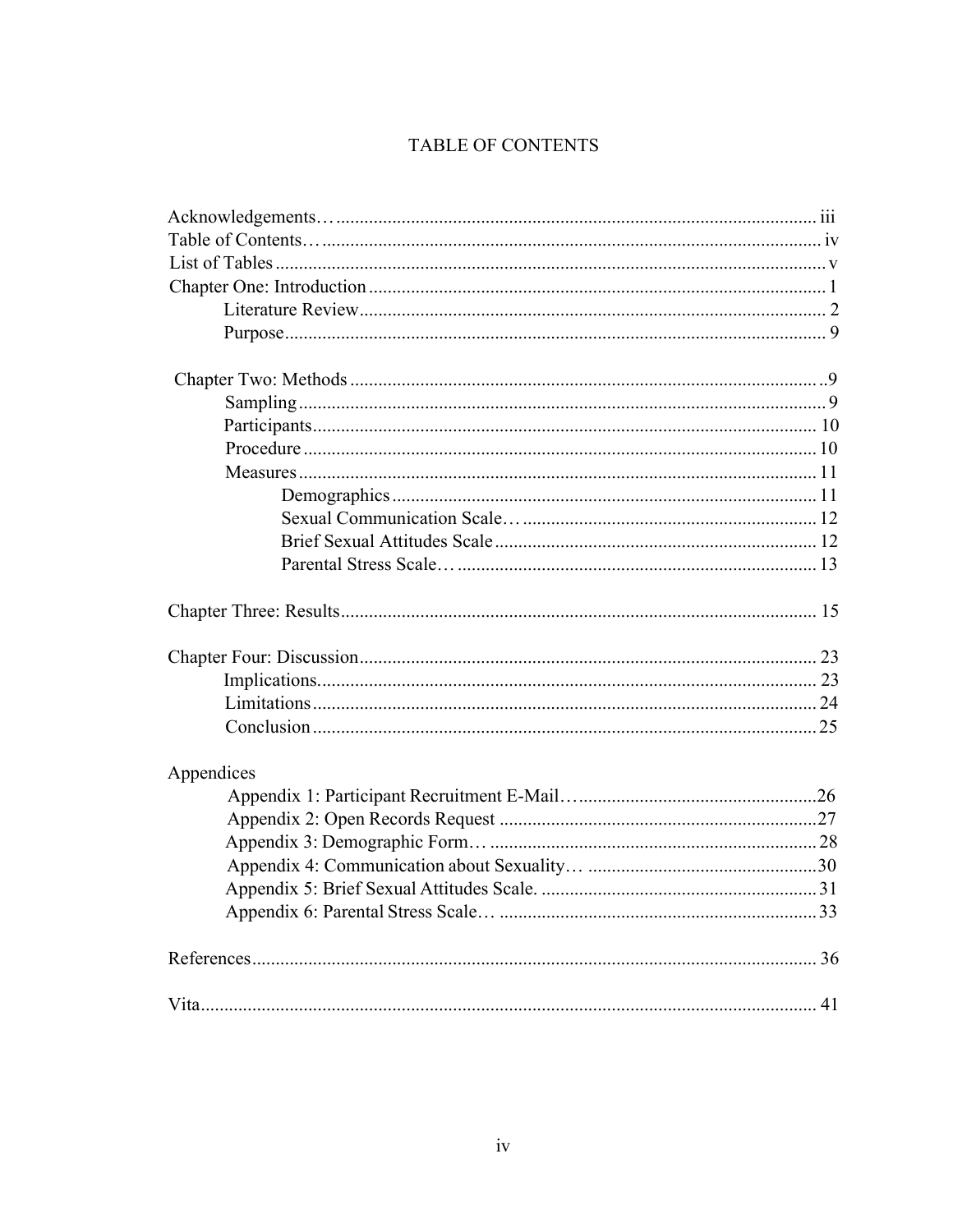# TABLE OF CONTENTS

Acknowledgements… iii
Table of Contents… iv
List of Tables v
Chapter One: Introduction 1
- Literature Review 2
- Purpose 9

Chapter Two: Methods 9
- Sampling 9
- Participants 10
- Procedure 10
- Measures 11
  - Demographics 11
  - Sexual Communication Scale… 12
  - Brief Sexual Attitudes Scale 12
  - Parental Stress Scale… 13

Chapter Three: Results 15

Chapter Four: Discussion 23
- Implications 23
- Limitations 24
- Conclusion 25

Appendices
- Appendix 1: Participant Recruitment E-Mail… 26
- Appendix 2: Open Records Request 27
- Appendix 3: Demographic Form… 28
- Appendix 4: Communication about Sexuality… 30
- Appendix 5: Brief Sexual Attitudes Scale. 31
- Appendix 6: Parental Stress Scale… 33

References 36

Vita 41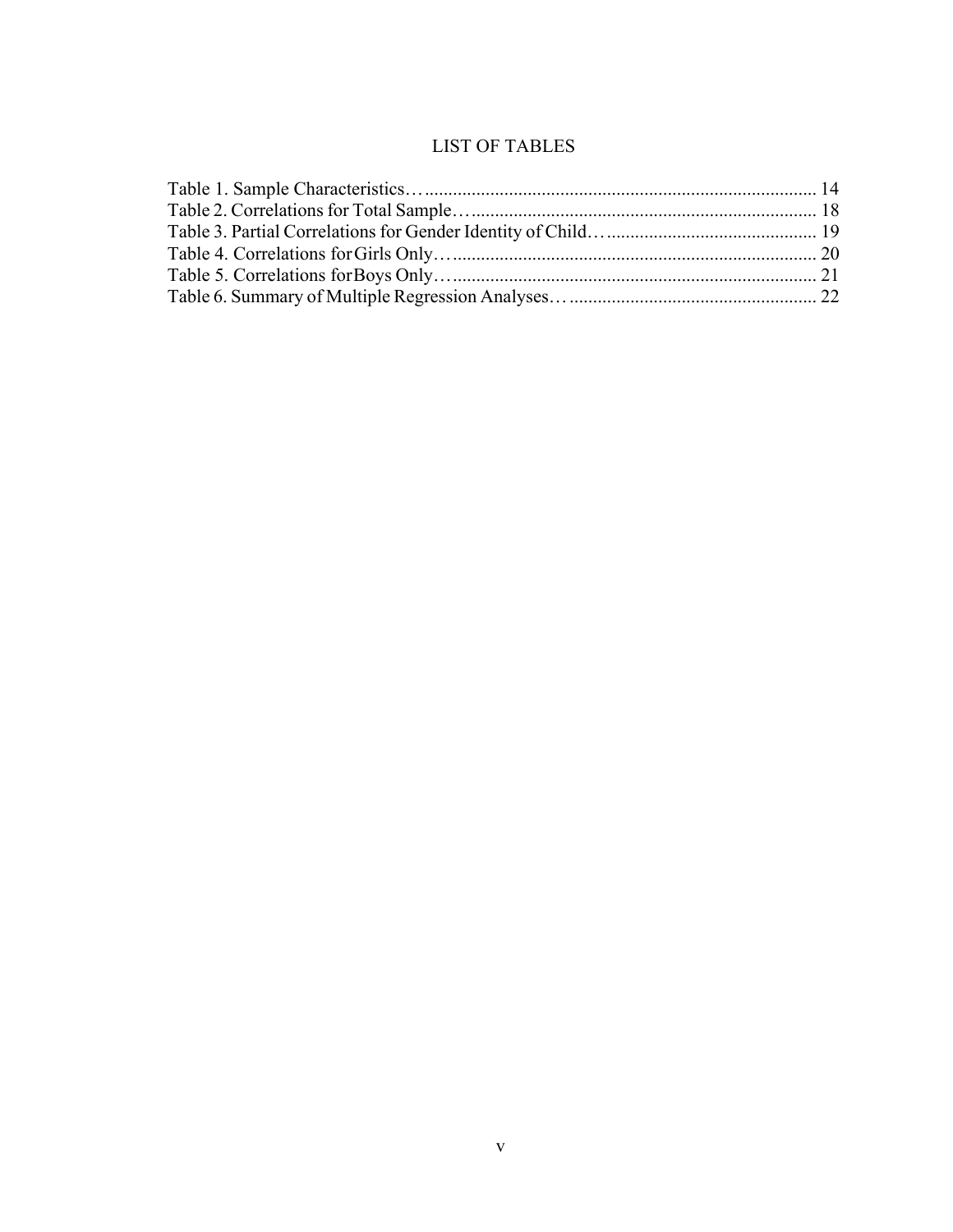# LIST OF TABLES

Table 1. Sample Characteristics…................................................................................... 14
Table 2. Correlations for Total Sample…......................................................................... 18
Table 3. Partial Correlations for Gender Identity of Child…............................................ 19
Table 4. Correlations for Girls Only…............................................................................. 20
Table 5. Correlations for Boys Only…............................................................................. 21
Table 6. Summary of Multiple Regression Analyses…..................................................... 22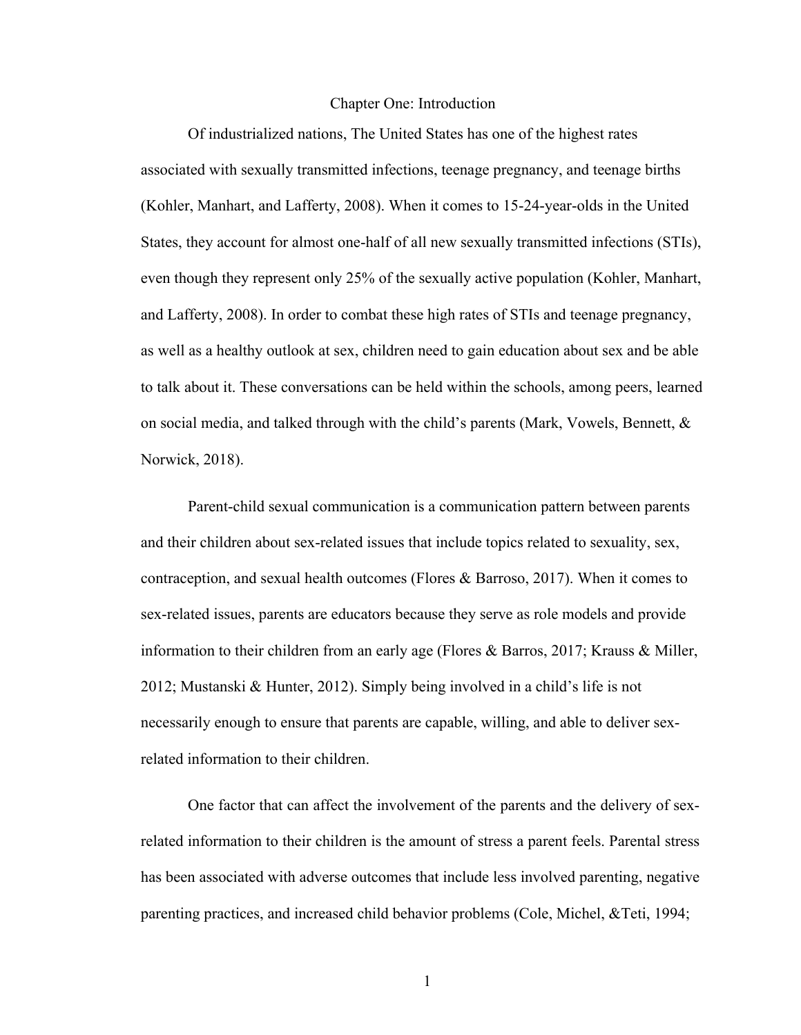# Chapter One: Introduction

Of industrialized nations, The United States has one of the highest rates associated with sexually transmitted infections, teenage pregnancy, and teenage births (Kohler, Manhart, and Lafferty, 2008). When it comes to 15-24-year-olds in the United States, they account for almost one-half of all new sexually transmitted infections (STIs), even though they represent only 25% of the sexually active population (Kohler, Manhart, and Lafferty, 2008). In order to combat these high rates of STIs and teenage pregnancy, as well as a healthy outlook at sex, children need to gain education about sex and be able to talk about it. These conversations can be held within the schools, among peers, learned on social media, and talked through with the child's parents (Mark, Vowels, Bennett, & Norwick, 2018).

Parent-child sexual communication is a communication pattern between parents and their children about sex-related issues that include topics related to sexuality, sex, contraception, and sexual health outcomes (Flores & Barroso, 2017). When it comes to sex-related issues, parents are educators because they serve as role models and provide information to their children from an early age (Flores & Barros, 2017; Krauss & Miller, 2012; Mustanski & Hunter, 2012). Simply being involved in a child's life is not necessarily enough to ensure that parents are capable, willing, and able to deliver sex-related information to their children.

One factor that can affect the involvement of the parents and the delivery of sex-related information to their children is the amount of stress a parent feels. Parental stress has been associated with adverse outcomes that include less involved parenting, negative parenting practices, and increased child behavior problems (Cole, Michel, &Teti, 1994;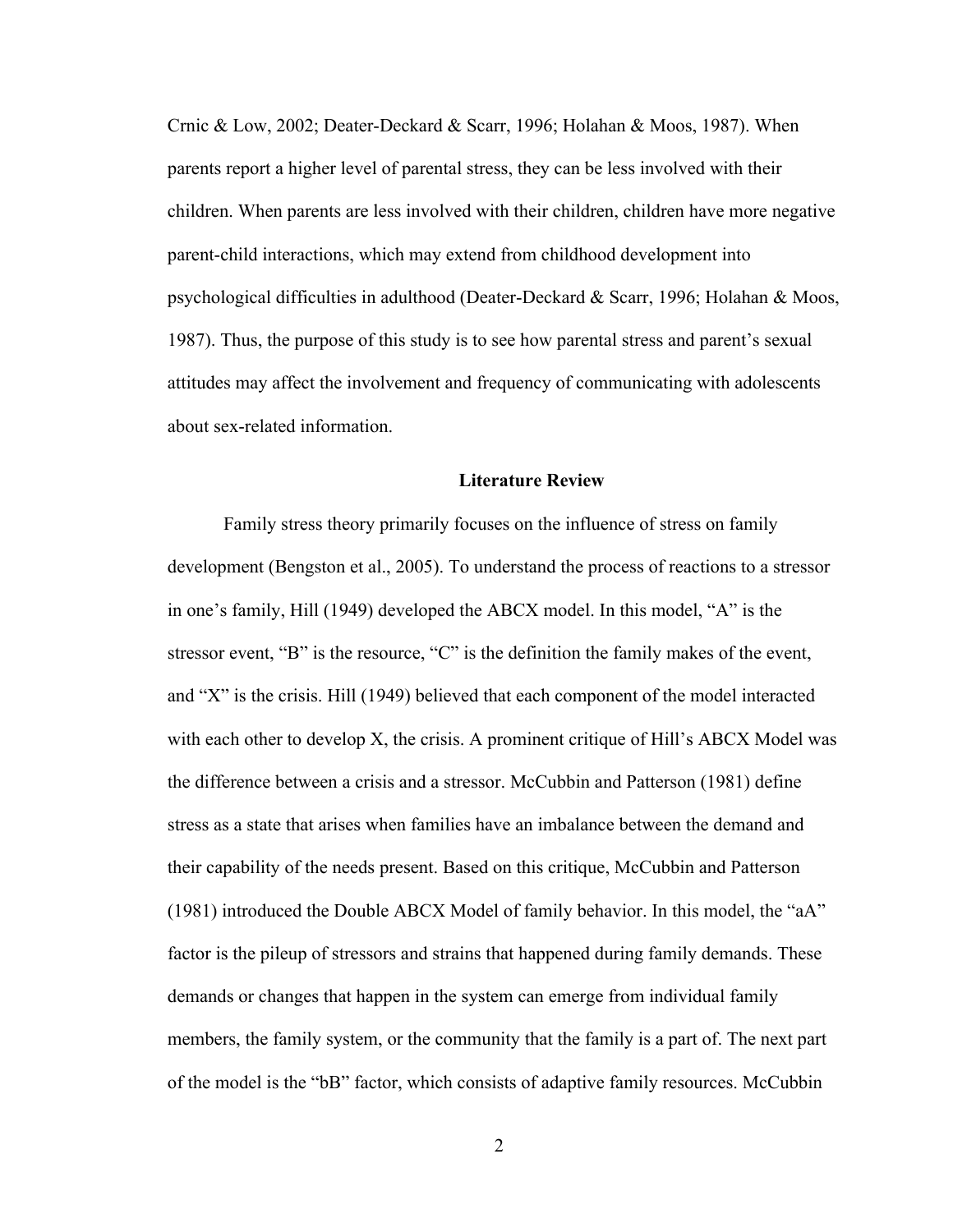Crnic & Low, 2002; Deater-Deckard & Scarr, 1996; Holahan & Moos, 1987). When parents report a higher level of parental stress, they can be less involved with their children. When parents are less involved with their children, children have more negative parent-child interactions, which may extend from childhood development into psychological difficulties in adulthood (Deater-Deckard & Scarr, 1996; Holahan & Moos, 1987). Thus, the purpose of this study is to see how parental stress and parent's sexual attitudes may affect the involvement and frequency of communicating with adolescents about sex-related information.

## Literature Review

Family stress theory primarily focuses on the influence of stress on family development (Bengston et al., 2005). To understand the process of reactions to a stressor in one's family, Hill (1949) developed the ABCX model. In this model, "A" is the stressor event, "B" is the resource, "C" is the definition the family makes of the event, and "X" is the crisis. Hill (1949) believed that each component of the model interacted with each other to develop X, the crisis. A prominent critique of Hill's ABCX Model was the difference between a crisis and a stressor. McCubbin and Patterson (1981) define stress as a state that arises when families have an imbalance between the demand and their capability of the needs present. Based on this critique, McCubbin and Patterson (1981) introduced the Double ABCX Model of family behavior. In this model, the "aA" factor is the pileup of stressors and strains that happened during family demands. These demands or changes that happen in the system can emerge from individual family members, the family system, or the community that the family is a part of. The next part of the model is the "bB" factor, which consists of adaptive family resources. McCubbin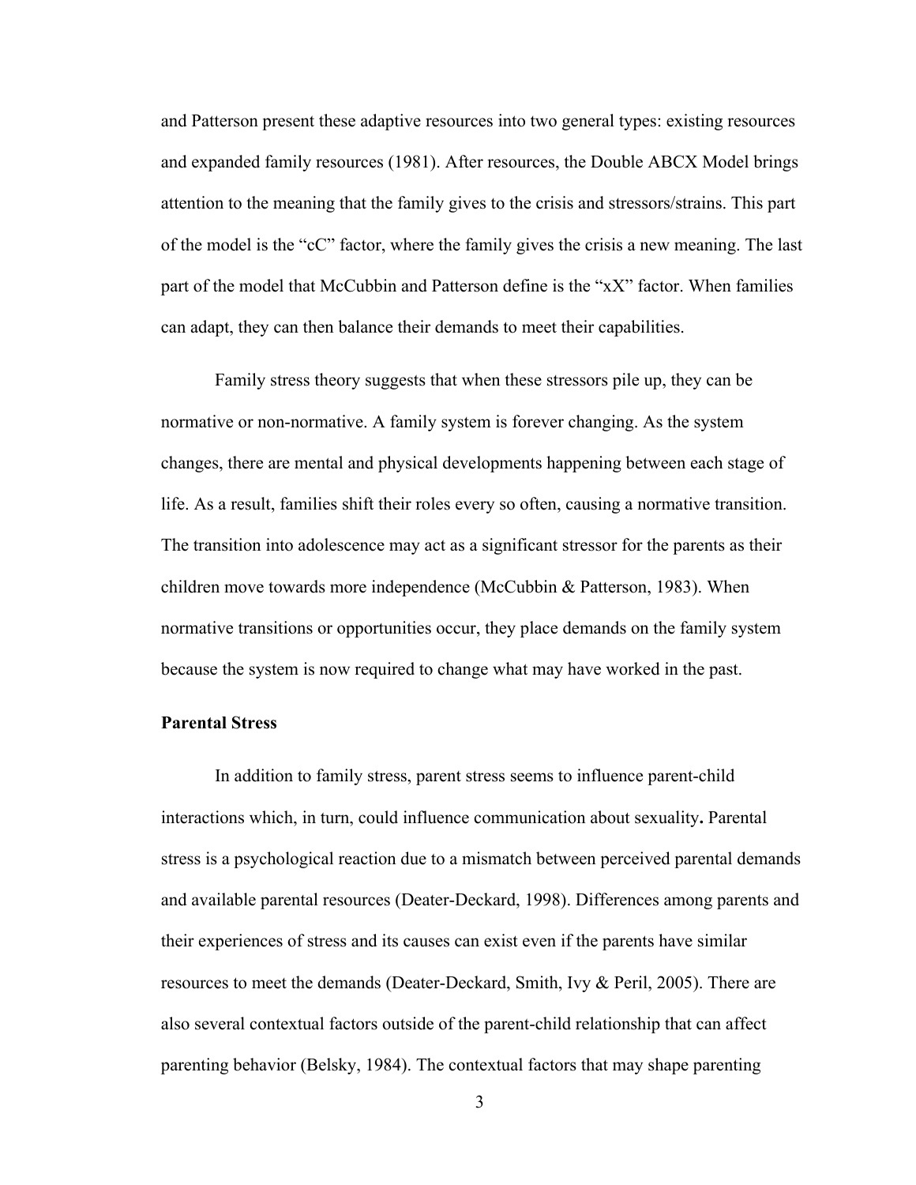and Patterson present these adaptive resources into two general types: existing resources and expanded family resources (1981). After resources, the Double ABCX Model brings attention to the meaning that the family gives to the crisis and stressors/strains. This part of the model is the "cC" factor, where the family gives the crisis a new meaning. The last part of the model that McCubbin and Patterson define is the "xX" factor. When families can adapt, they can then balance their demands to meet their capabilities.

Family stress theory suggests that when these stressors pile up, they can be normative or non-normative. A family system is forever changing. As the system changes, there are mental and physical developments happening between each stage of life. As a result, families shift their roles every so often, causing a normative transition. The transition into adolescence may act as a significant stressor for the parents as their children move towards more independence (McCubbin & Patterson, 1983). When normative transitions or opportunities occur, they place demands on the family system because the system is now required to change what may have worked in the past.

**Parental Stress**

In addition to family stress, parent stress seems to influence parent-child interactions which, in turn, could influence communication about sexuality**.** Parental stress is a psychological reaction due to a mismatch between perceived parental demands and available parental resources (Deater-Deckard, 1998). Differences among parents and their experiences of stress and its causes can exist even if the parents have similar resources to meet the demands (Deater-Deckard, Smith, Ivy & Peril, 2005). There are also several contextual factors outside of the parent-child relationship that can affect parenting behavior (Belsky, 1984). The contextual factors that may shape parenting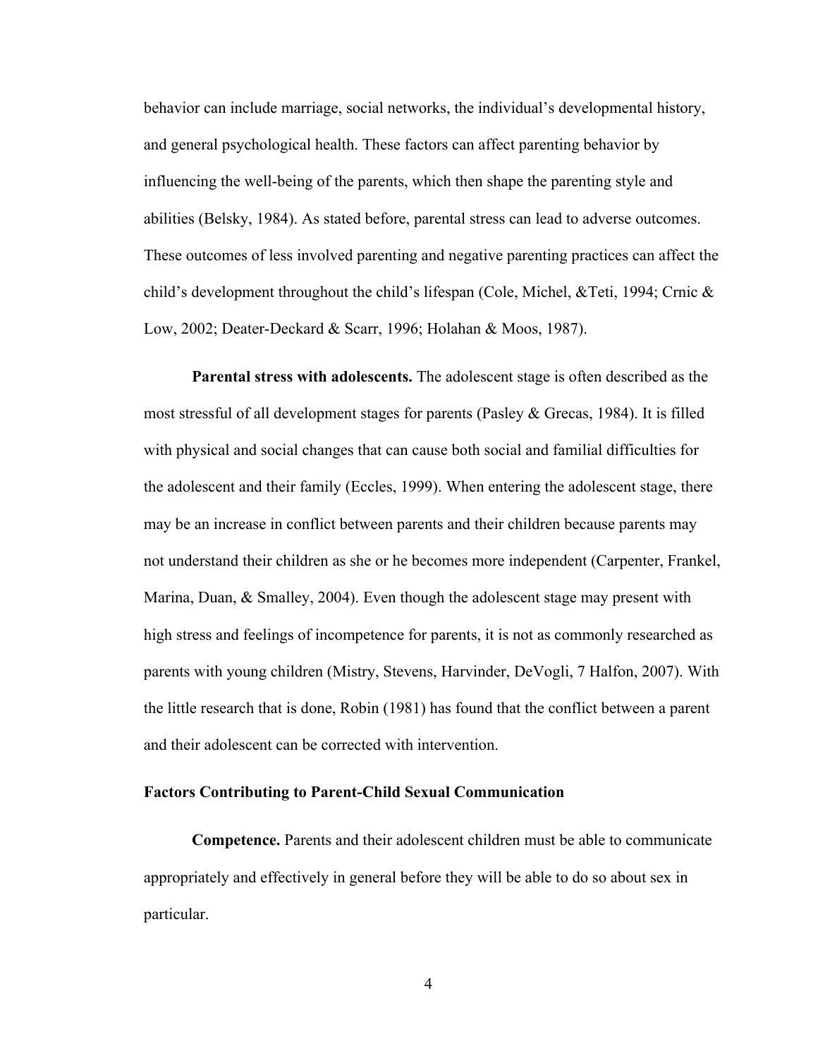behavior can include marriage, social networks, the individual's developmental history, and general psychological health. These factors can affect parenting behavior by influencing the well-being of the parents, which then shape the parenting style and abilities (Belsky, 1984). As stated before, parental stress can lead to adverse outcomes. These outcomes of less involved parenting and negative parenting practices can affect the child's development throughout the child's lifespan (Cole, Michel, &Teti, 1994; Crnic & Low, 2002; Deater-Deckard & Scarr, 1996; Holahan & Moos, 1987).

**Parental stress with adolescents.** The adolescent stage is often described as the most stressful of all development stages for parents (Pasley & Grecas, 1984). It is filled with physical and social changes that can cause both social and familial difficulties for the adolescent and their family (Eccles, 1999). When entering the adolescent stage, there may be an increase in conflict between parents and their children because parents may not understand their children as she or he becomes more independent (Carpenter, Frankel, Marina, Duan, & Smalley, 2004). Even though the adolescent stage may present with high stress and feelings of incompetence for parents, it is not as commonly researched as parents with young children (Mistry, Stevens, Harvinder, DeVogli, 7 Halfon, 2007). With the little research that is done, Robin (1981) has found that the conflict between a parent and their adolescent can be corrected with intervention.

### Factors Contributing to Parent-Child Sexual Communication

**Competence.** Parents and their adolescent children must be able to communicate appropriately and effectively in general before they will be able to do so about sex in particular.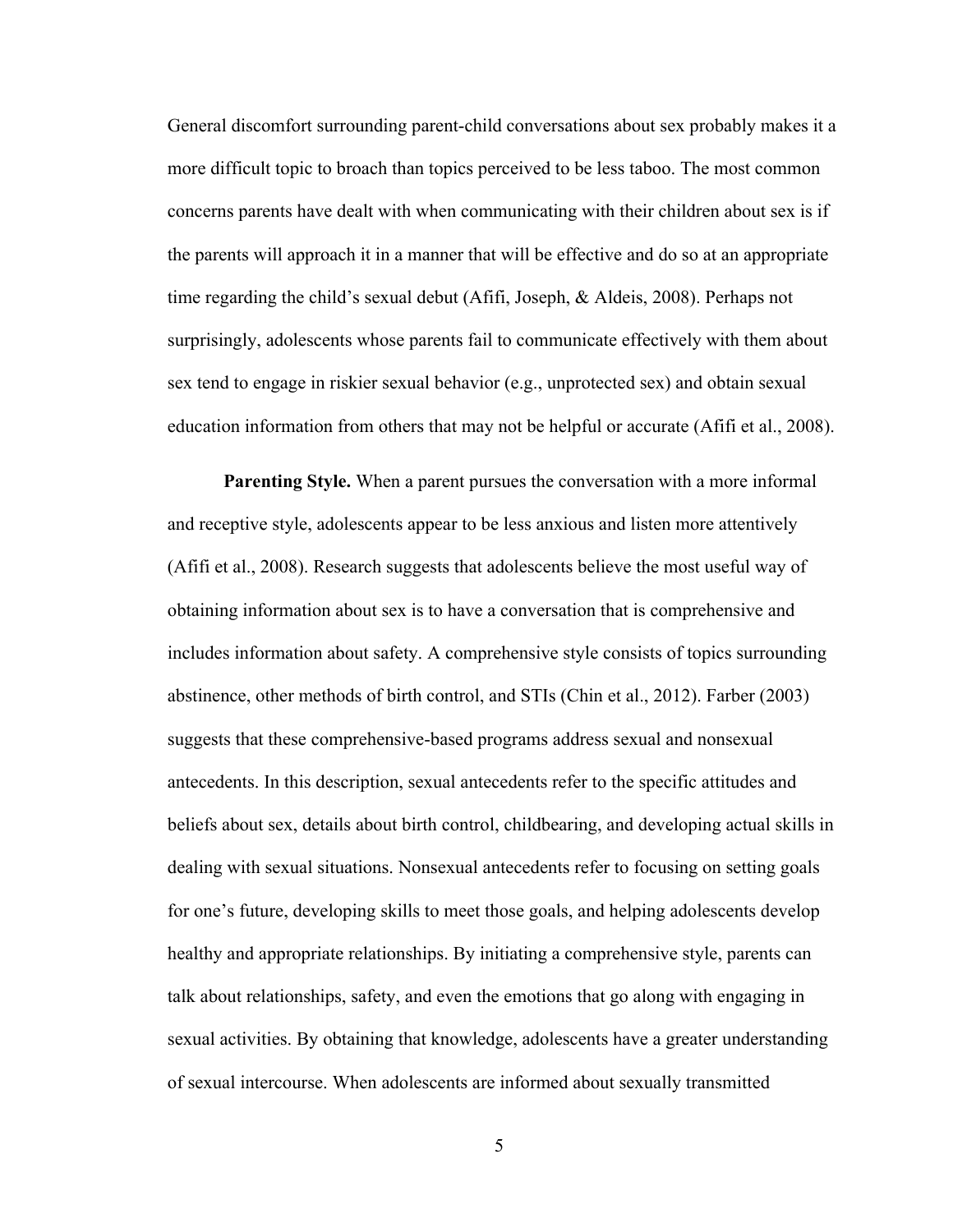General discomfort surrounding parent-child conversations about sex probably makes it a more difficult topic to broach than topics perceived to be less taboo. The most common concerns parents have dealt with when communicating with their children about sex is if the parents will approach it in a manner that will be effective and do so at an appropriate time regarding the child's sexual debut (Afifi, Joseph, & Aldeis, 2008). Perhaps not surprisingly, adolescents whose parents fail to communicate effectively with them about sex tend to engage in riskier sexual behavior (e.g., unprotected sex) and obtain sexual education information from others that may not be helpful or accurate (Afifi et al., 2008).

**Parenting Style.** When a parent pursues the conversation with a more informal and receptive style, adolescents appear to be less anxious and listen more attentively (Afifi et al., 2008). Research suggests that adolescents believe the most useful way of obtaining information about sex is to have a conversation that is comprehensive and includes information about safety. A comprehensive style consists of topics surrounding abstinence, other methods of birth control, and STIs (Chin et al., 2012). Farber (2003) suggests that these comprehensive-based programs address sexual and nonsexual antecedents. In this description, sexual antecedents refer to the specific attitudes and beliefs about sex, details about birth control, childbearing, and developing actual skills in dealing with sexual situations. Nonsexual antecedents refer to focusing on setting goals for one's future, developing skills to meet those goals, and helping adolescents develop healthy and appropriate relationships. By initiating a comprehensive style, parents can talk about relationships, safety, and even the emotions that go along with engaging in sexual activities. By obtaining that knowledge, adolescents have a greater understanding of sexual intercourse. When adolescents are informed about sexually transmitted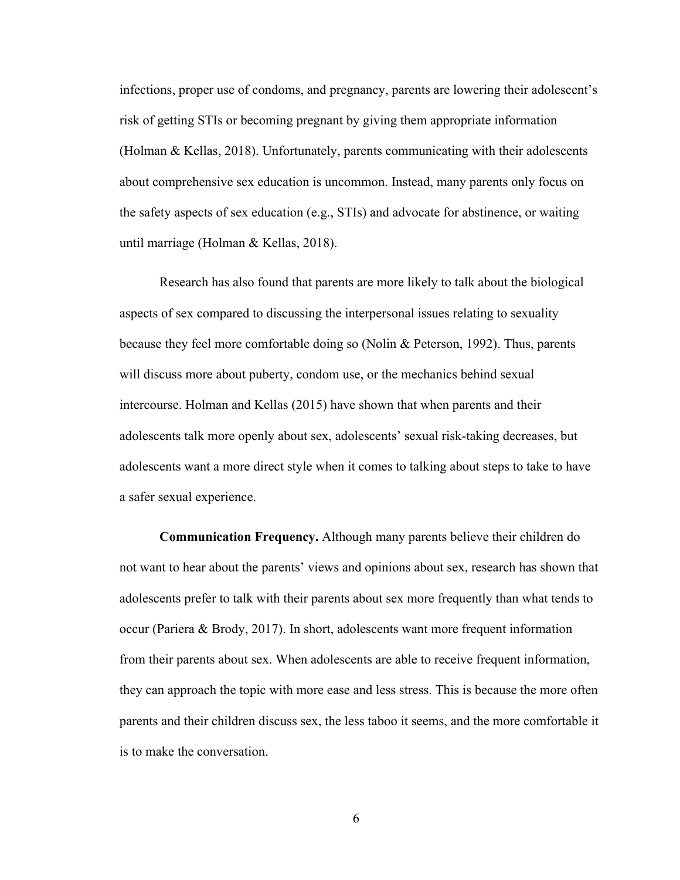infections, proper use of condoms, and pregnancy, parents are lowering their adolescent's risk of getting STIs or becoming pregnant by giving them appropriate information (Holman & Kellas, 2018). Unfortunately, parents communicating with their adolescents about comprehensive sex education is uncommon. Instead, many parents only focus on the safety aspects of sex education (e.g., STIs) and advocate for abstinence, or waiting until marriage (Holman & Kellas, 2018).

Research has also found that parents are more likely to talk about the biological aspects of sex compared to discussing the interpersonal issues relating to sexuality because they feel more comfortable doing so (Nolin & Peterson, 1992). Thus, parents will discuss more about puberty, condom use, or the mechanics behind sexual intercourse. Holman and Kellas (2015) have shown that when parents and their adolescents talk more openly about sex, adolescents' sexual risk-taking decreases, but adolescents want a more direct style when it comes to talking about steps to take to have a safer sexual experience.

**Communication Frequency.** Although many parents believe their children do not want to hear about the parents' views and opinions about sex, research has shown that adolescents prefer to talk with their parents about sex more frequently than what tends to occur (Pariera & Brody, 2017). In short, adolescents want more frequent information from their parents about sex. When adolescents are able to receive frequent information, they can approach the topic with more ease and less stress. This is because the more often parents and their children discuss sex, the less taboo it seems, and the more comfortable it is to make the conversation.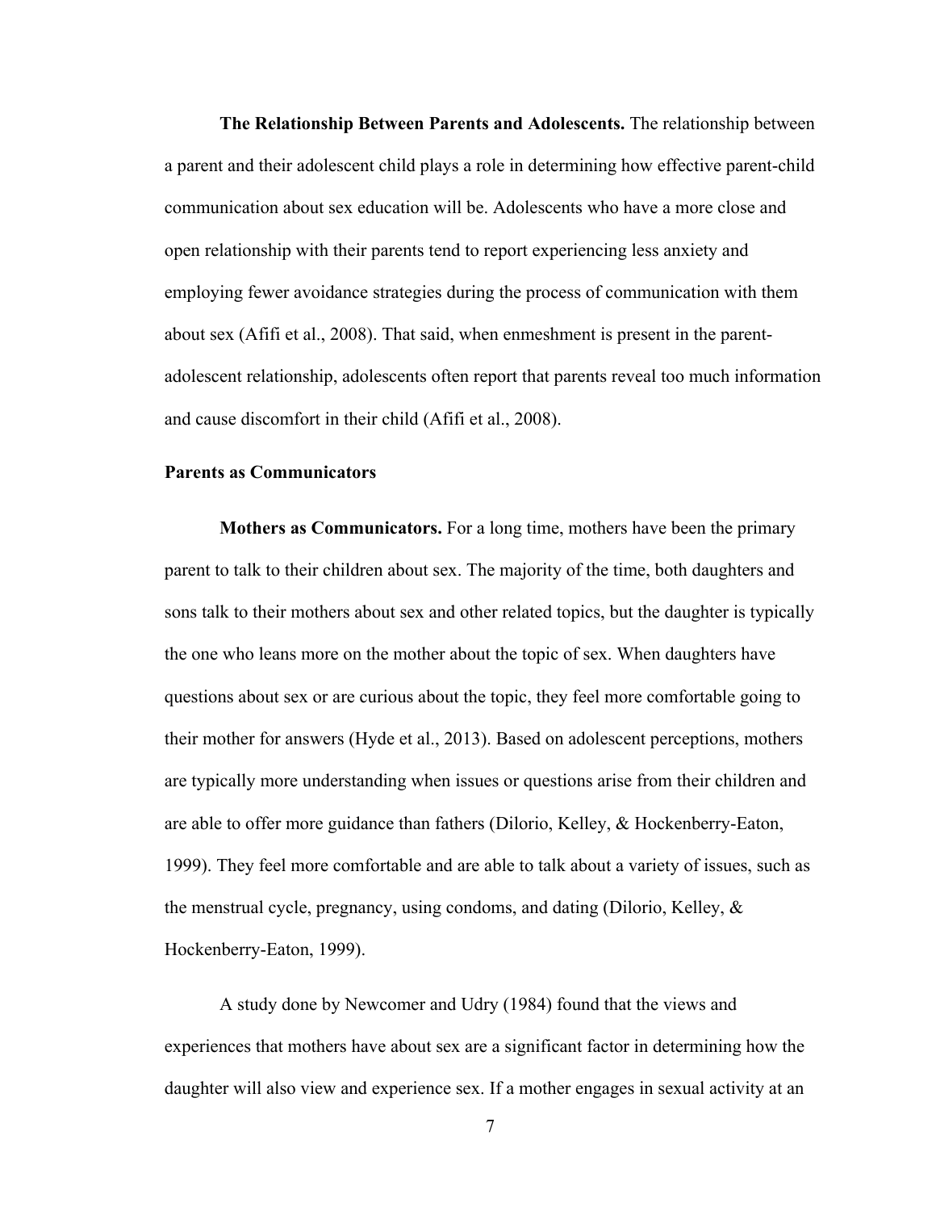**The Relationship Between Parents and Adolescents.** The relationship between a parent and their adolescent child plays a role in determining how effective parent-child communication about sex education will be. Adolescents who have a more close and open relationship with their parents tend to report experiencing less anxiety and employing fewer avoidance strategies during the process of communication with them about sex (Afifi et al., 2008). That said, when enmeshment is present in the parent-adolescent relationship, adolescents often report that parents reveal too much information and cause discomfort in their child (Afifi et al., 2008).

### Parents as Communicators

**Mothers as Communicators.** For a long time, mothers have been the primary parent to talk to their children about sex. The majority of the time, both daughters and sons talk to their mothers about sex and other related topics, but the daughter is typically the one who leans more on the mother about the topic of sex. When daughters have questions about sex or are curious about the topic, they feel more comfortable going to their mother for answers (Hyde et al., 2013). Based on adolescent perceptions, mothers are typically more understanding when issues or questions arise from their children and are able to offer more guidance than fathers (Dilorio, Kelley, & Hockenberry-Eaton, 1999). They feel more comfortable and are able to talk about a variety of issues, such as the menstrual cycle, pregnancy, using condoms, and dating (Dilorio, Kelley, & Hockenberry-Eaton, 1999).

A study done by Newcomer and Udry (1984) found that the views and experiences that mothers have about sex are a significant factor in determining how the daughter will also view and experience sex. If a mother engages in sexual activity at an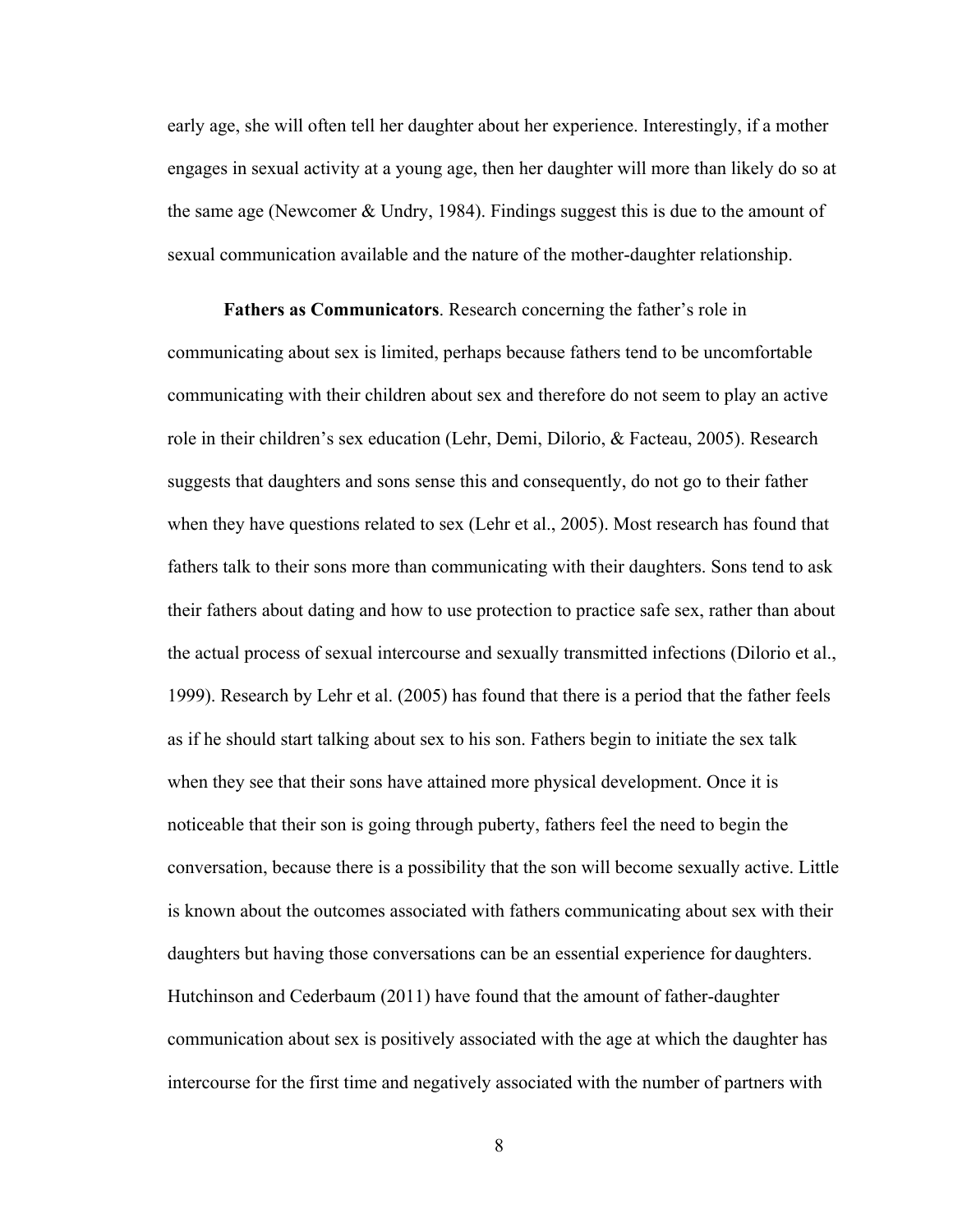early age, she will often tell her daughter about her experience. Interestingly, if a mother engages in sexual activity at a young age, then her daughter will more than likely do so at the same age (Newcomer & Undry, 1984). Findings suggest this is due to the amount of sexual communication available and the nature of the mother-daughter relationship.

**Fathers as Communicators**. Research concerning the father's role in communicating about sex is limited, perhaps because fathers tend to be uncomfortable communicating with their children about sex and therefore do not seem to play an active role in their children's sex education (Lehr, Demi, Dilorio, & Facteau, 2005). Research suggests that daughters and sons sense this and consequently, do not go to their father when they have questions related to sex (Lehr et al., 2005). Most research has found that fathers talk to their sons more than communicating with their daughters. Sons tend to ask their fathers about dating and how to use protection to practice safe sex, rather than about the actual process of sexual intercourse and sexually transmitted infections (Dilorio et al., 1999). Research by Lehr et al. (2005) has found that there is a period that the father feels as if he should start talking about sex to his son. Fathers begin to initiate the sex talk when they see that their sons have attained more physical development. Once it is noticeable that their son is going through puberty, fathers feel the need to begin the conversation, because there is a possibility that the son will become sexually active. Little is known about the outcomes associated with fathers communicating about sex with their daughters but having those conversations can be an essential experience for daughters. Hutchinson and Cederbaum (2011) have found that the amount of father-daughter communication about sex is positively associated with the age at which the daughter has intercourse for the first time and negatively associated with the number of partners with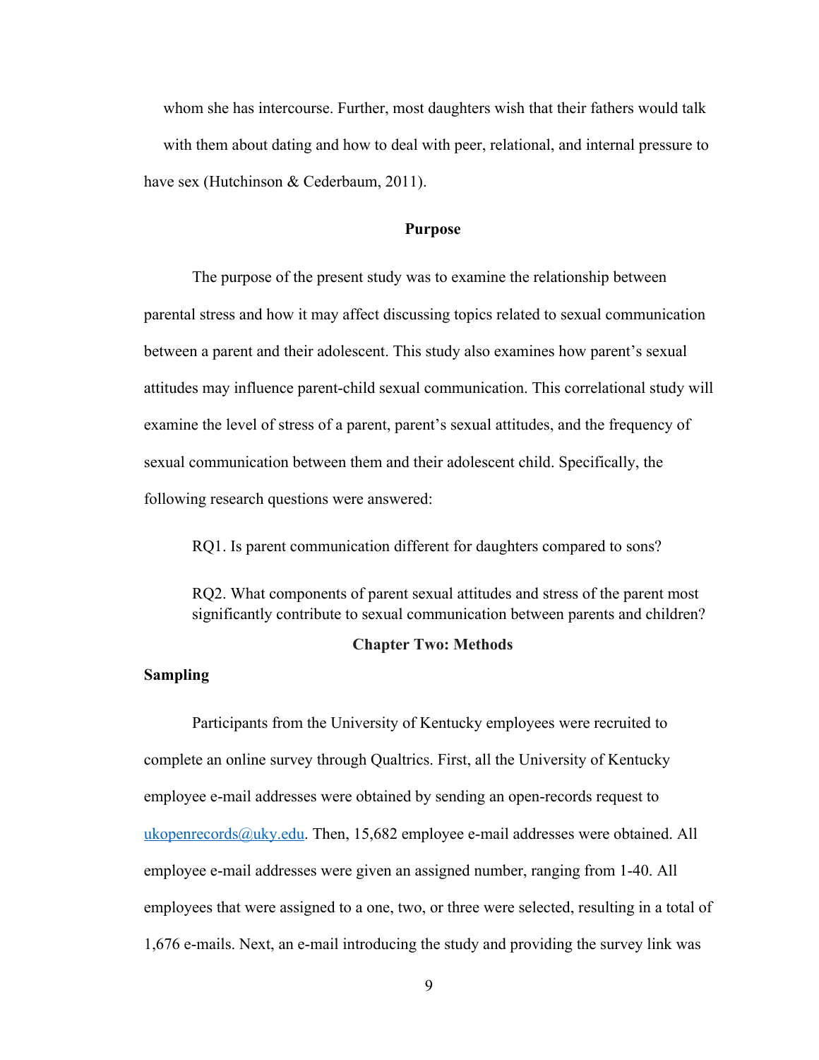whom she has intercourse. Further, most daughters wish that their fathers would talk with them about dating and how to deal with peer, relational, and internal pressure to have sex (Hutchinson & Cederbaum, 2011).

## Purpose

The purpose of the present study was to examine the relationship between parental stress and how it may affect discussing topics related to sexual communication between a parent and their adolescent. This study also examines how parent's sexual attitudes may influence parent-child sexual communication. This correlational study will examine the level of stress of a parent, parent's sexual attitudes, and the frequency of sexual communication between them and their adolescent child. Specifically, the following research questions were answered:

RQ1. Is parent communication different for daughters compared to sons?

RQ2. What components of parent sexual attitudes and stress of the parent most significantly contribute to sexual communication between parents and children?

# Chapter Two: Methods

### Sampling

Participants from the University of Kentucky employees were recruited to complete an online survey through Qualtrics. First, all the University of Kentucky employee e-mail addresses were obtained by sending an open-records request to ukopenrecords@uky.edu. Then, 15,682 employee e-mail addresses were obtained. All employee e-mail addresses were given an assigned number, ranging from 1-40. All employees that were assigned to a one, two, or three were selected, resulting in a total of 1,676 e-mails. Next, an e-mail introducing the study and providing the survey link was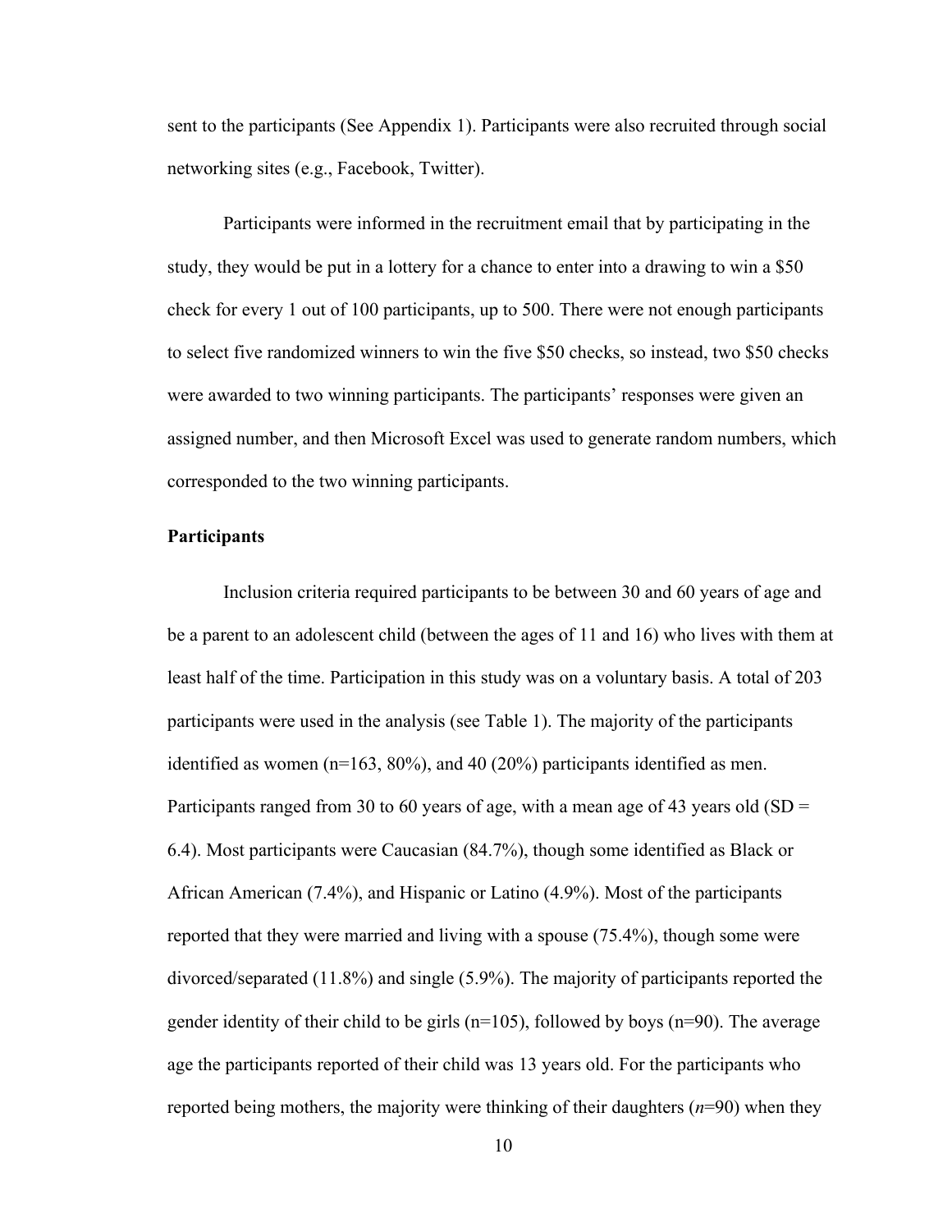sent to the participants (See Appendix 1). Participants were also recruited through social networking sites (e.g., Facebook, Twitter).

Participants were informed in the recruitment email that by participating in the study, they would be put in a lottery for a chance to enter into a drawing to win a $50 check for every 1 out of 100 participants, up to 500. There were not enough participants to select five randomized winners to win the five $50 checks, so instead, two $50 checks were awarded to two winning participants. The participants' responses were given an assigned number, and then Microsoft Excel was used to generate random numbers, which corresponded to the two winning participants.

**Participants**

Inclusion criteria required participants to be between 30 and 60 years of age and be a parent to an adolescent child (between the ages of 11 and 16) who lives with them at least half of the time. Participation in this study was on a voluntary basis. A total of 203 participants were used in the analysis (see Table 1). The majority of the participants identified as women (n=163, 80%), and 40 (20%) participants identified as men. Participants ranged from 30 to 60 years of age, with a mean age of 43 years old (SD = 6.4). Most participants were Caucasian (84.7%), though some identified as Black or African American (7.4%), and Hispanic or Latino (4.9%). Most of the participants reported that they were married and living with a spouse (75.4%), though some were divorced/separated (11.8%) and single (5.9%). The majority of participants reported the gender identity of their child to be girls (n=105), followed by boys (n=90). The average age the participants reported of their child was 13 years old. For the participants who reported being mothers, the majority were thinking of their daughters (*n*=90) when they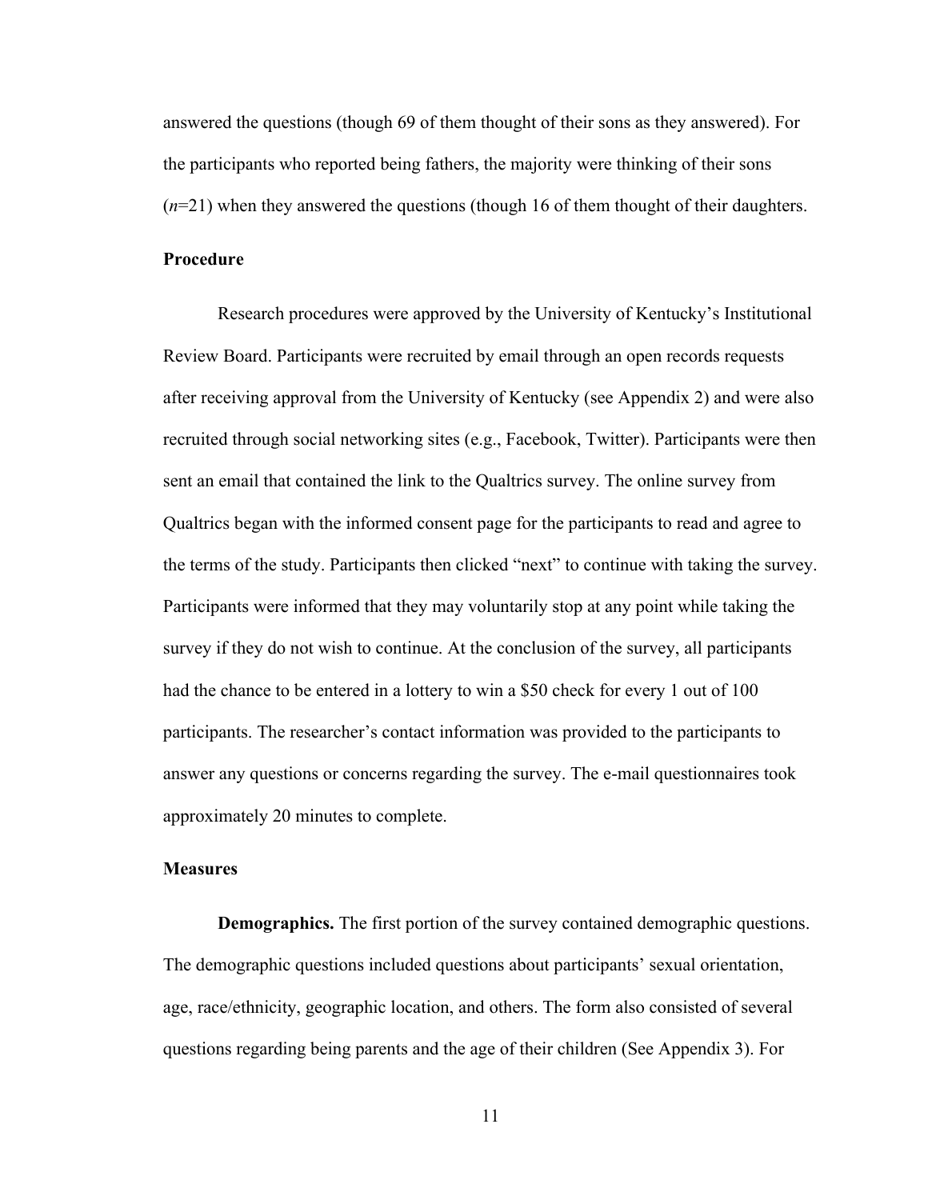answered the questions (though 69 of them thought of their sons as they answered). For the participants who reported being fathers, the majority were thinking of their sons (*n*=21) when they answered the questions (though 16 of them thought of their daughters.

### Procedure

Research procedures were approved by the University of Kentucky's Institutional Review Board. Participants were recruited by email through an open records requests after receiving approval from the University of Kentucky (see Appendix 2) and were also recruited through social networking sites (e.g., Facebook, Twitter). Participants were then sent an email that contained the link to the Qualtrics survey. The online survey from Qualtrics began with the informed consent page for the participants to read and agree to the terms of the study. Participants then clicked "next" to continue with taking the survey. Participants were informed that they may voluntarily stop at any point while taking the survey if they do not wish to continue. At the conclusion of the survey, all participants had the chance to be entered in a lottery to win a $50 check for every 1 out of 100 participants. The researcher's contact information was provided to the participants to answer any questions or concerns regarding the survey. The e-mail questionnaires took approximately 20 minutes to complete.

### Measures

**Demographics.** The first portion of the survey contained demographic questions. The demographic questions included questions about participants' sexual orientation, age, race/ethnicity, geographic location, and others. The form also consisted of several questions regarding being parents and the age of their children (See Appendix 3). For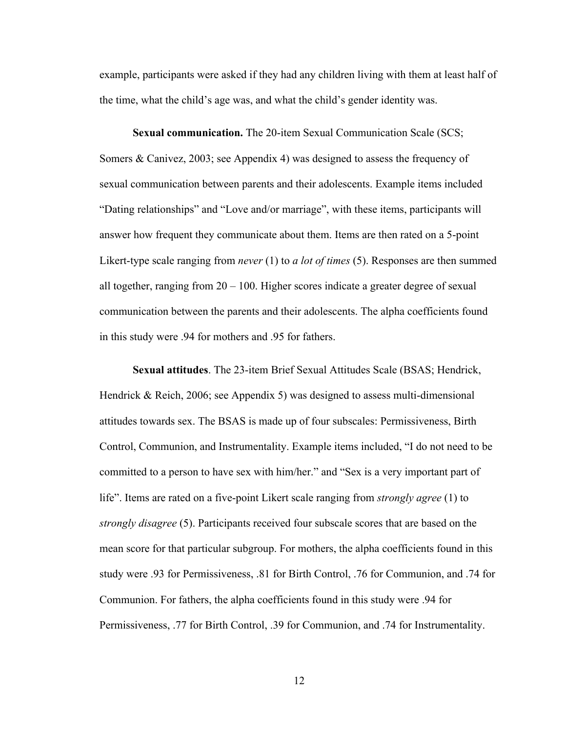example, participants were asked if they had any children living with them at least half of the time, what the child's age was, and what the child's gender identity was.

**Sexual communication.** The 20-item Sexual Communication Scale (SCS; Somers & Canivez, 2003; see Appendix 4) was designed to assess the frequency of sexual communication between parents and their adolescents. Example items included "Dating relationships" and "Love and/or marriage", with these items, participants will answer how frequent they communicate about them. Items are then rated on a 5-point Likert-type scale ranging from *never* (1) to *a lot of times* (5). Responses are then summed all together, ranging from 20 – 100. Higher scores indicate a greater degree of sexual communication between the parents and their adolescents. The alpha coefficients found in this study were .94 for mothers and .95 for fathers.

**Sexual attitudes**. The 23-item Brief Sexual Attitudes Scale (BSAS; Hendrick, Hendrick & Reich, 2006; see Appendix 5) was designed to assess multi-dimensional attitudes towards sex. The BSAS is made up of four subscales: Permissiveness, Birth Control, Communion, and Instrumentality. Example items included, "I do not need to be committed to a person to have sex with him/her." and "Sex is a very important part of life". Items are rated on a five-point Likert scale ranging from *strongly agree* (1) to *strongly disagree* (5). Participants received four subscale scores that are based on the mean score for that particular subgroup. For mothers, the alpha coefficients found in this study were .93 for Permissiveness, .81 for Birth Control, .76 for Communion, and .74 for Communion. For fathers, the alpha coefficients found in this study were .94 for Permissiveness, .77 for Birth Control, .39 for Communion, and .74 for Instrumentality.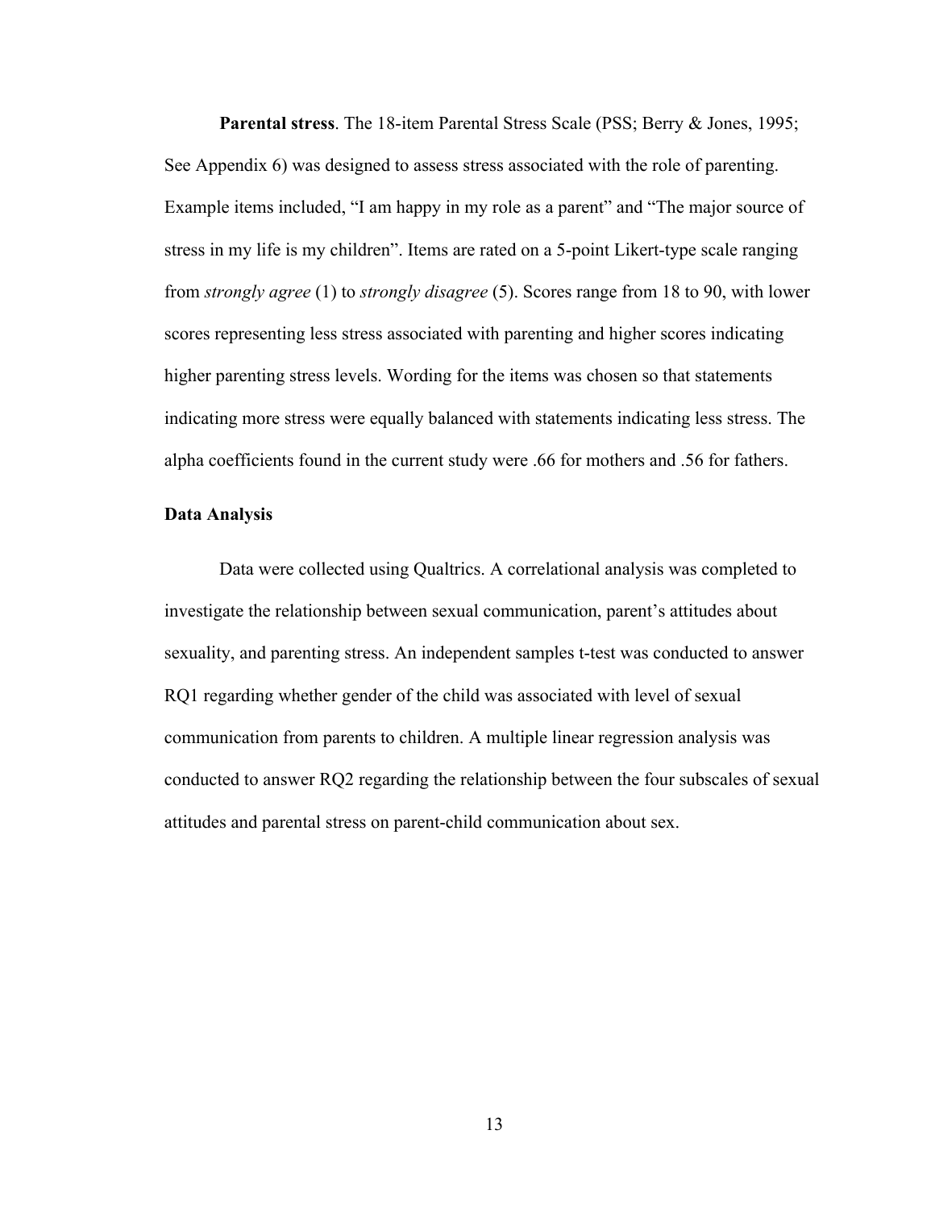**Parental stress**. The 18-item Parental Stress Scale (PSS; Berry & Jones, 1995; See Appendix 6) was designed to assess stress associated with the role of parenting. Example items included, "I am happy in my role as a parent" and "The major source of stress in my life is my children". Items are rated on a 5-point Likert-type scale ranging from *strongly agree* (1) to *strongly disagree* (5). Scores range from 18 to 90, with lower scores representing less stress associated with parenting and higher scores indicating higher parenting stress levels. Wording for the items was chosen so that statements indicating more stress were equally balanced with statements indicating less stress. The alpha coefficients found in the current study were .66 for mothers and .56 for fathers.

### Data Analysis

Data were collected using Qualtrics. A correlational analysis was completed to investigate the relationship between sexual communication, parent's attitudes about sexuality, and parenting stress. An independent samples t-test was conducted to answer RQ1 regarding whether gender of the child was associated with level of sexual communication from parents to children. A multiple linear regression analysis was conducted to answer RQ2 regarding the relationship between the four subscales of sexual attitudes and parental stress on parent-child communication about sex.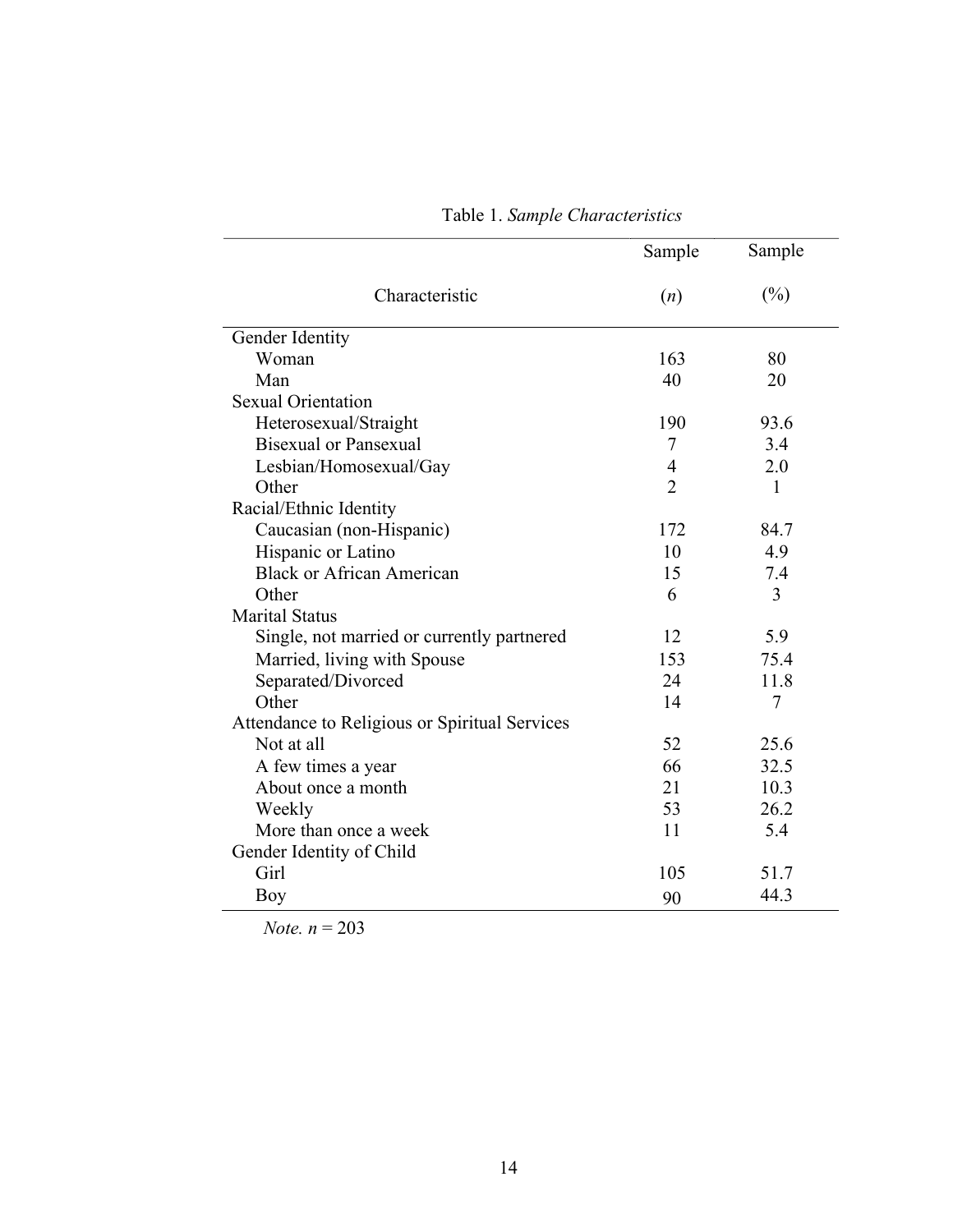Table 1. *Sample Characteristics*

| Characteristic | Sample (*n*) | Sample (%) |
|---|---|---|
| Gender Identity | | |
| Woman | 163 | 80 |
| Man | 40 | 20 |
| Sexual Orientation | | |
| Heterosexual/Straight | 190 | 93.6 |
| Bisexual or Pansexual | 7 | 3.4 |
| Lesbian/Homosexual/Gay | 4 | 2.0 |
| Other | 2 | 1 |
| Racial/Ethnic Identity | | |
| Caucasian (non-Hispanic) | 172 | 84.7 |
| Hispanic or Latino | 10 | 4.9 |
| Black or African American | 15 | 7.4 |
| Other | 6 | 3 |
| Marital Status | | |
| Single, not married or currently partnered | 12 | 5.9 |
| Married, living with Spouse | 153 | 75.4 |
| Separated/Divorced | 24 | 11.8 |
| Other | 14 | 7 |
| Attendance to Religious or Spiritual Services | | |
| Not at all | 52 | 25.6 |
| A few times a year | 66 | 32.5 |
| About once a month | 21 | 10.3 |
| Weekly | 53 | 26.2 |
| More than once a week | 11 | 5.4 |
| Gender Identity of Child | | |
| Girl | 105 | 51.7 |
| Boy | 90 | 44.3 |

*Note.* $n = 203$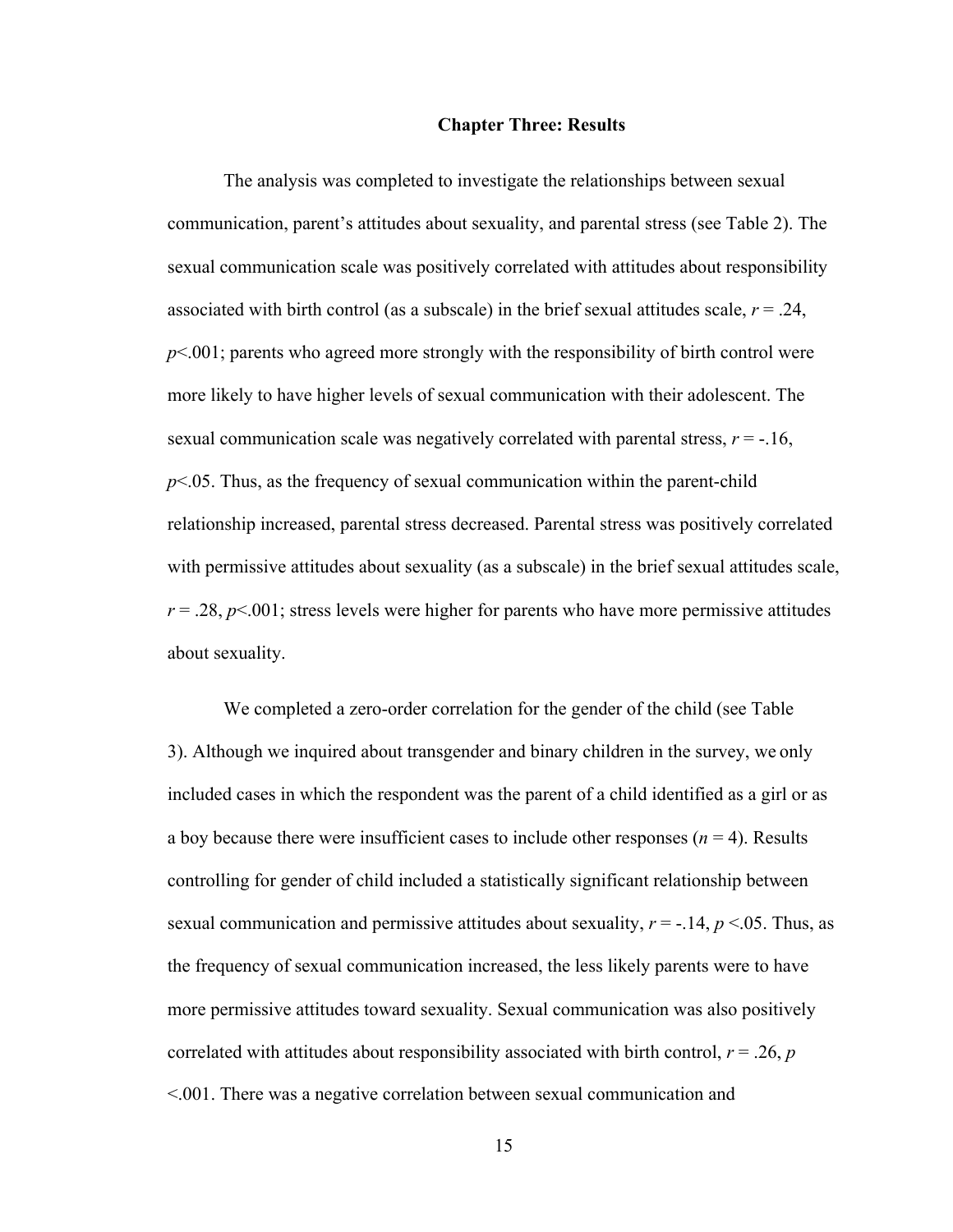# Chapter Three: Results

The analysis was completed to investigate the relationships between sexual communication, parent's attitudes about sexuality, and parental stress (see Table 2). The sexual communication scale was positively correlated with attitudes about responsibility associated with birth control (as a subscale) in the brief sexual attitudes scale, $r = .24$, $p<.001$; parents who agreed more strongly with the responsibility of birth control were more likely to have higher levels of sexual communication with their adolescent. The sexual communication scale was negatively correlated with parental stress, $r = -.16$, $p<.05$. Thus, as the frequency of sexual communication within the parent-child relationship increased, parental stress decreased. Parental stress was positively correlated with permissive attitudes about sexuality (as a subscale) in the brief sexual attitudes scale, $r = .28$, $p<.001$; stress levels were higher for parents who have more permissive attitudes about sexuality.

We completed a zero-order correlation for the gender of the child (see Table 3). Although we inquired about transgender and binary children in the survey, we only included cases in which the respondent was the parent of a child identified as a girl or as a boy because there were insufficient cases to include other responses ($n = 4$). Results controlling for gender of child included a statistically significant relationship between sexual communication and permissive attitudes about sexuality, $r = -.14$, $p <.05$. Thus, as the frequency of sexual communication increased, the less likely parents were to have more permissive attitudes toward sexuality. Sexual communication was also positively correlated with attitudes about responsibility associated with birth control, $r = .26$, $p <.001$. There was a negative correlation between sexual communication and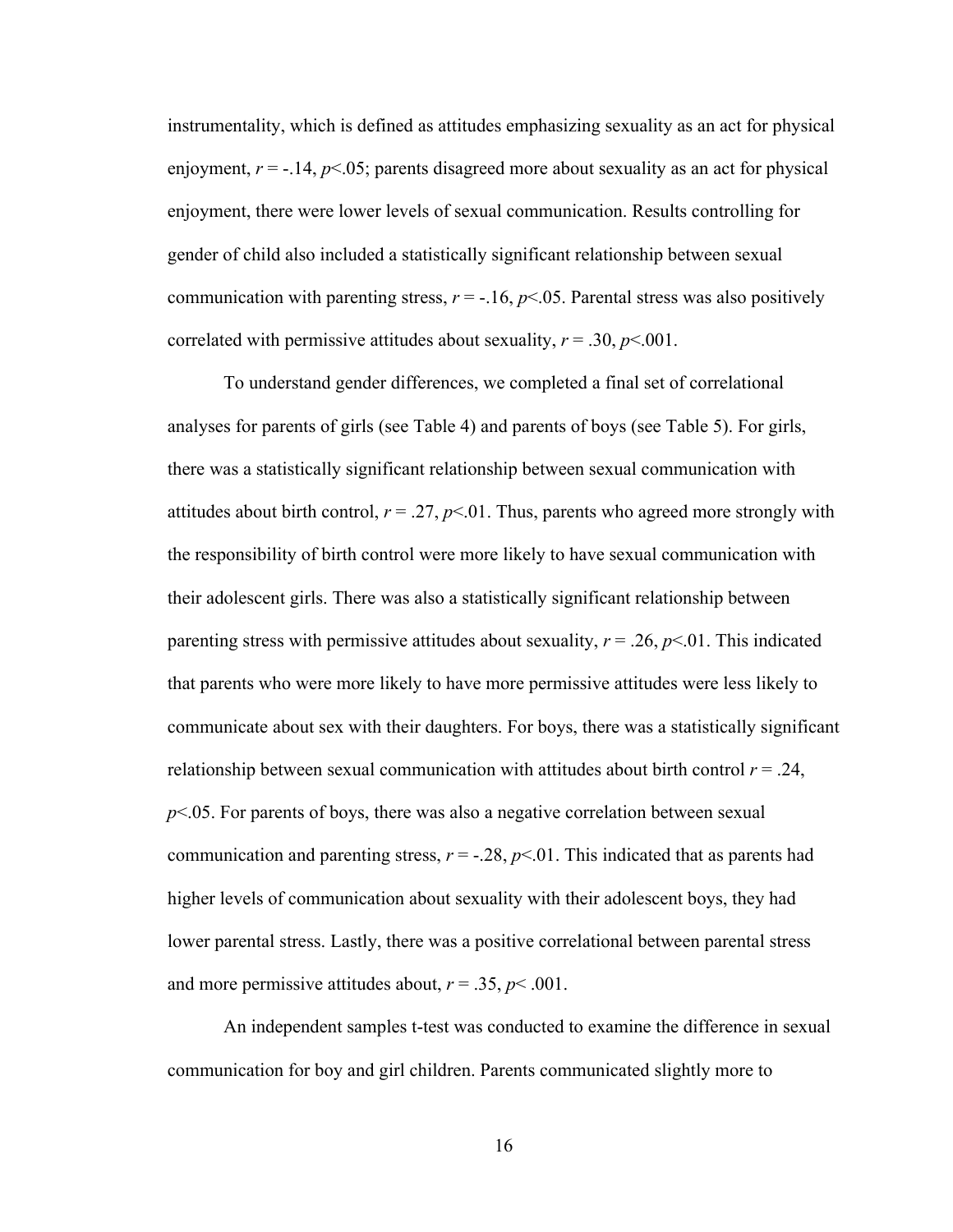instrumentality, which is defined as attitudes emphasizing sexuality as an act for physical enjoyment, $r = -.14$, $p<.05$; parents disagreed more about sexuality as an act for physical enjoyment, there were lower levels of sexual communication. Results controlling for gender of child also included a statistically significant relationship between sexual communication with parenting stress, $r = -.16$, $p<.05$. Parental stress was also positively correlated with permissive attitudes about sexuality, $r = .30$, $p<.001$.

To understand gender differences, we completed a final set of correlational analyses for parents of girls (see Table 4) and parents of boys (see Table 5). For girls, there was a statistically significant relationship between sexual communication with attitudes about birth control, $r = .27$, $p<.01$. Thus, parents who agreed more strongly with the responsibility of birth control were more likely to have sexual communication with their adolescent girls. There was also a statistically significant relationship between parenting stress with permissive attitudes about sexuality, $r = .26$, $p<.01$. This indicated that parents who were more likely to have more permissive attitudes were less likely to communicate about sex with their daughters. For boys, there was a statistically significant relationship between sexual communication with attitudes about birth control $r = .24$, $p<.05$. For parents of boys, there was also a negative correlation between sexual communication and parenting stress, $r = -.28$, $p<.01$. This indicated that as parents had higher levels of communication about sexuality with their adolescent boys, they had lower parental stress. Lastly, there was a positive correlational between parental stress and more permissive attitudes about, $r = .35$, $p< .001$.

An independent samples t-test was conducted to examine the difference in sexual communication for boy and girl children. Parents communicated slightly more to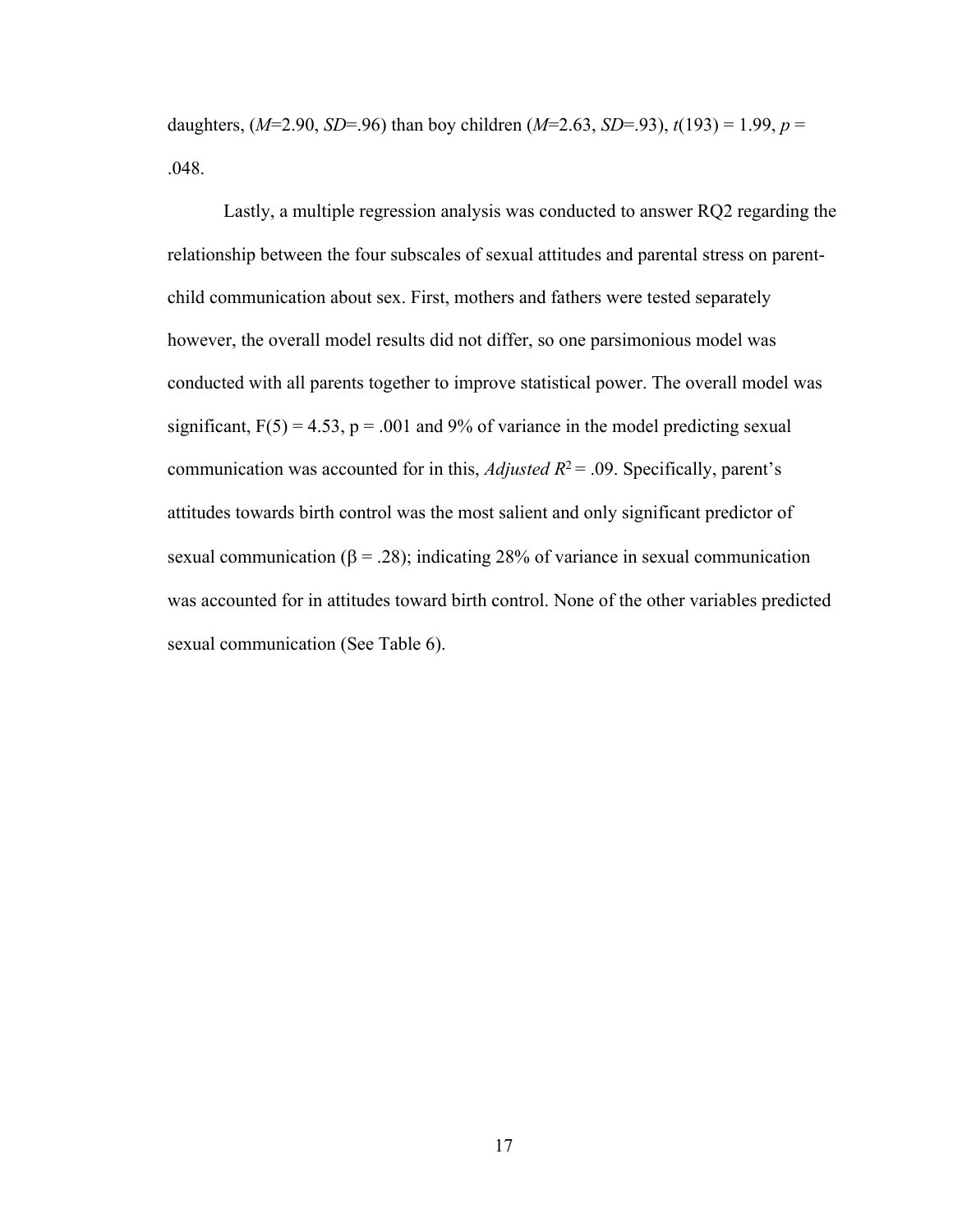daughters, (*M*=2.90, *SD*=.96) than boy children (*M*=2.63, *SD*=.93), $t(193) = 1.99$, $p = .048$.

Lastly, a multiple regression analysis was conducted to answer RQ2 regarding the relationship between the four subscales of sexual attitudes and parental stress on parent-child communication about sex. First, mothers and fathers were tested separately however, the overall model results did not differ, so one parsimonious model was conducted with all parents together to improve statistical power. The overall model was significant, $F(5) = 4.53$, $p = .001$ and 9% of variance in the model predicting sexual communication was accounted for in this, *Adjusted* $R^2 = .09$. Specifically, parent's attitudes towards birth control was the most salient and only significant predictor of sexual communication ($\beta = .28$); indicating 28% of variance in sexual communication was accounted for in attitudes toward birth control. None of the other variables predicted sexual communication (See Table 6).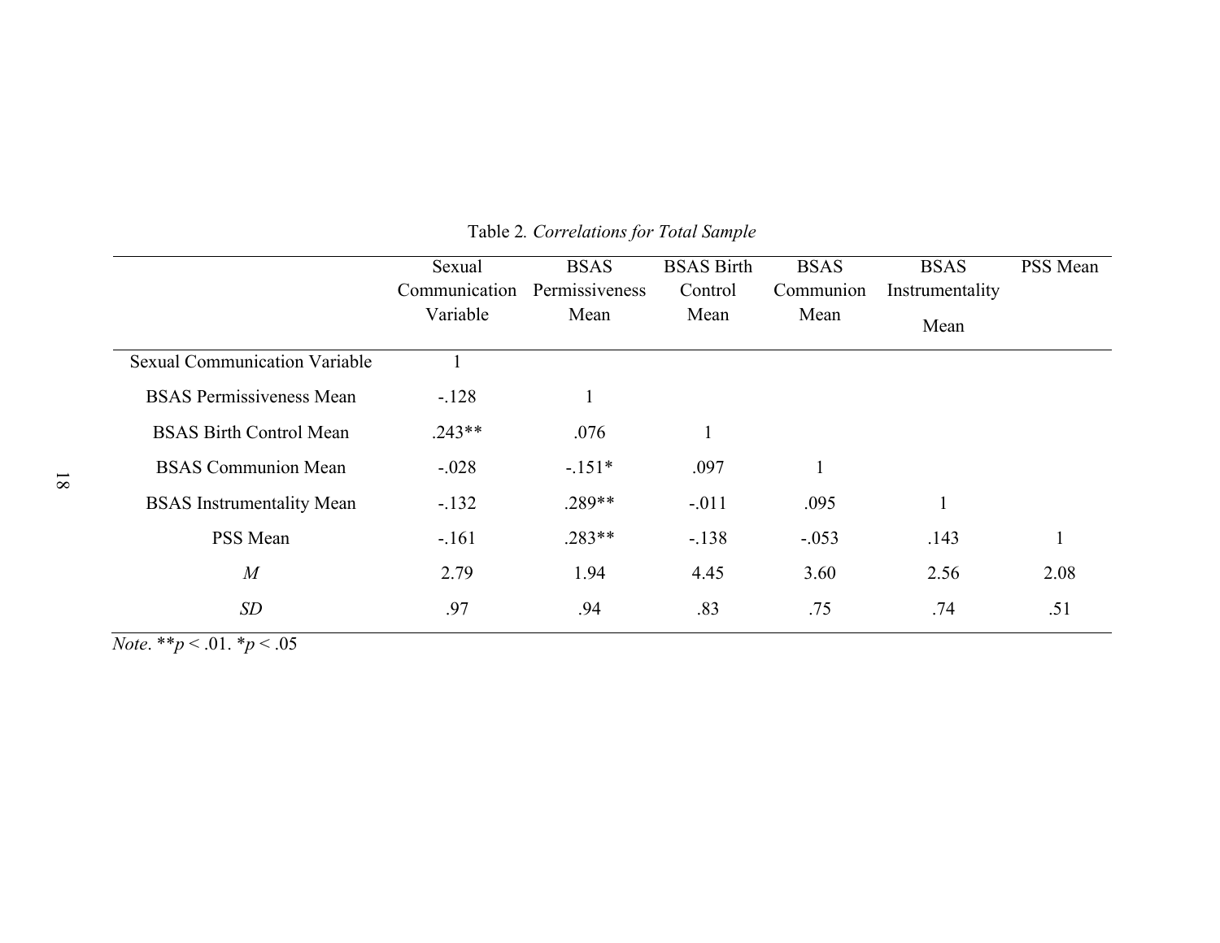Table 2. *Correlations for Total Sample*

| | Sexual Communication Variable | BSAS Permissiveness Mean | BSAS Birth Control Mean | BSAS Communion Mean | BSAS Instrumentality Mean | PSS Mean |
|---|---|---|---|---|---|---|
| Sexual Communication Variable | 1 | | | | | |
| BSAS Permissiveness Mean | -.128 | 1 | | | | |
| BSAS Birth Control Mean | .243** | .076 | 1 | | | |
| BSAS Communion Mean | -.028 | -.151* | .097 | 1 | | |
| BSAS Instrumentality Mean | -.132 | .289** | -.011 | .095 | 1 | |
| PSS Mean | -.161 | .283** | -.138 | -.053 | .143 | 1 |
| *M* | 2.79 | 1.94 | 4.45 | 3.60 | 2.56 | 2.08 |
| *SD* | .97 | .94 | .83 | .75 | .74 | .51 |

*Note*. ** $p < .01$. * $p < .05$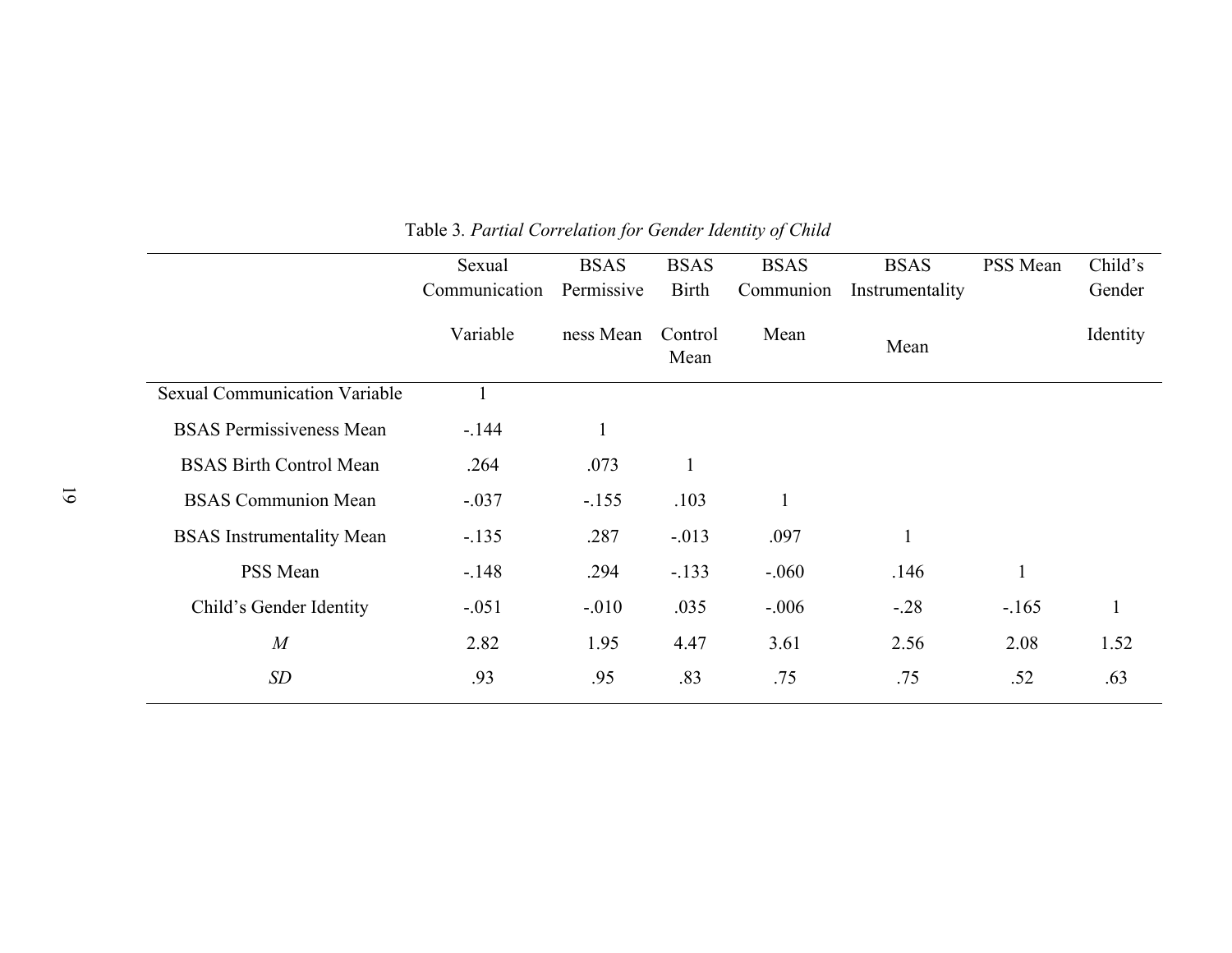Table 3. *Partial Correlation for Gender Identity of Child*

| | Sexual Communication Variable | BSAS Permissiveness Mean | BSAS Birth Control Mean | BSAS Communion Mean | BSAS Instrumentality Mean | PSS Mean | Child's Gender Identity |
|---|---|---|---|---|---|---|---|
| Sexual Communication Variable | 1 | | | | | | |
| BSAS Permissiveness Mean | -.144 | 1 | | | | | |
| BSAS Birth Control Mean | .264 | .073 | 1 | | | | |
| BSAS Communion Mean | -.037 | -.155 | .103 | 1 | | | |
| BSAS Instrumentality Mean | -.135 | .287 | -.013 | .097 | 1 | | |
| PSS Mean | -.148 | .294 | -.133 | -.060 | .146 | 1 | |
| Child's Gender Identity | -.051 | -.010 | .035 | -.006 | -.28 | -.165 | 1 |
| *M* | 2.82 | 1.95 | 4.47 | 3.61 | 2.56 | 2.08 | 1.52 |
| *SD* | .93 | .95 | .83 | .75 | .75 | .52 | .63 |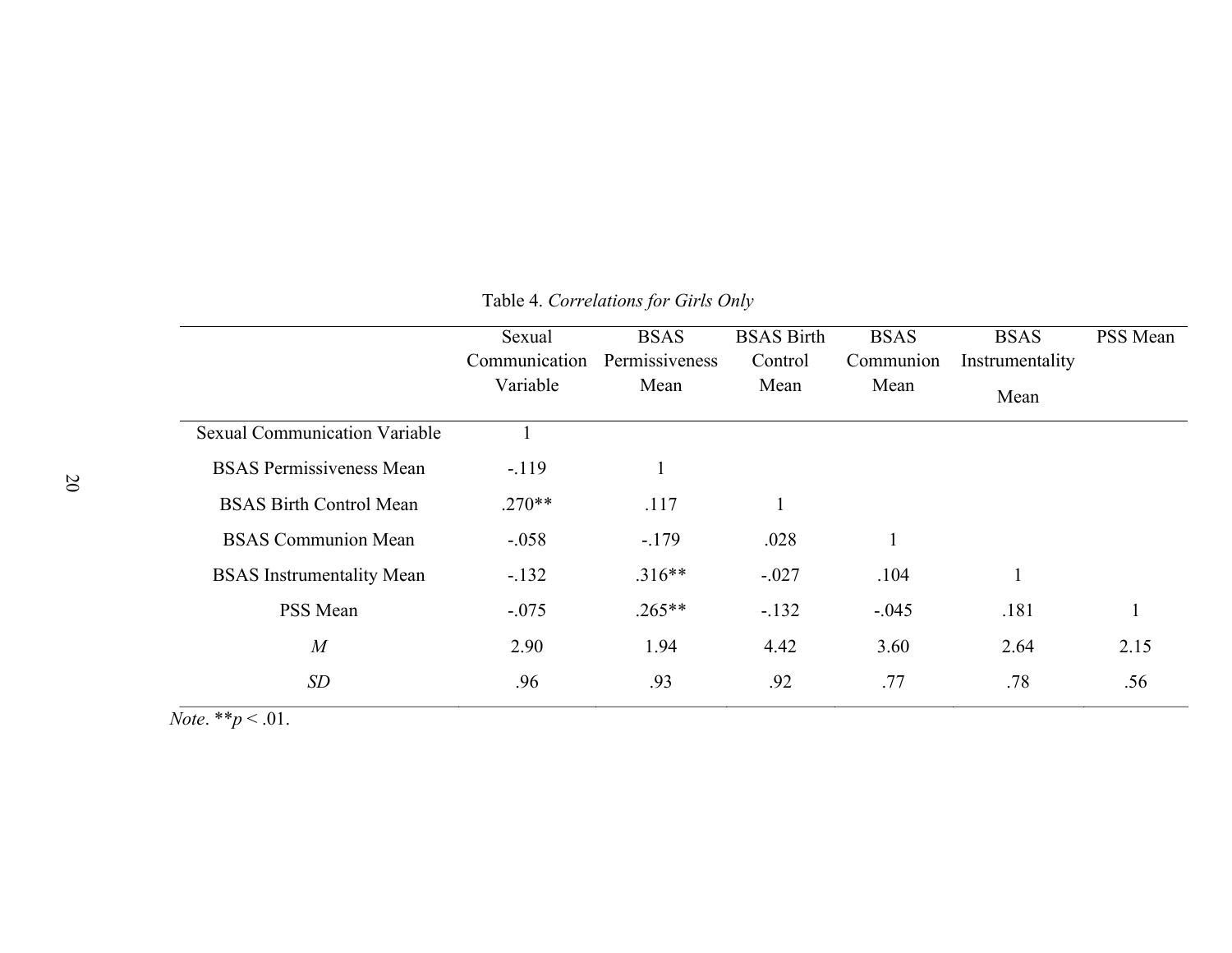Table 4. *Correlations for Girls Only*

| | Sexual Communication Variable | BSAS Permissiveness Mean | BSAS Birth Control Mean | BSAS Communion Mean | BSAS Instrumentality Mean | PSS Mean |
|---|---|---|---|---|---|---|
| Sexual Communication Variable | 1 | | | | | |
| BSAS Permissiveness Mean | -.119 | 1 | | | | |
| BSAS Birth Control Mean | .270** | .117 | 1 | | | |
| BSAS Communion Mean | -.058 | -.179 | .028 | 1 | | |
| BSAS Instrumentality Mean | -.132 | .316** | -.027 | .104 | 1 | |
| PSS Mean | -.075 | .265** | -.132 | -.045 | .181 | 1 |
| *M* | 2.90 | 1.94 | 4.42 | 3.60 | 2.64 | 2.15 |
| *SD* | .96 | .93 | .92 | .77 | .78 | .56 |

*Note*. ** $p < .01$.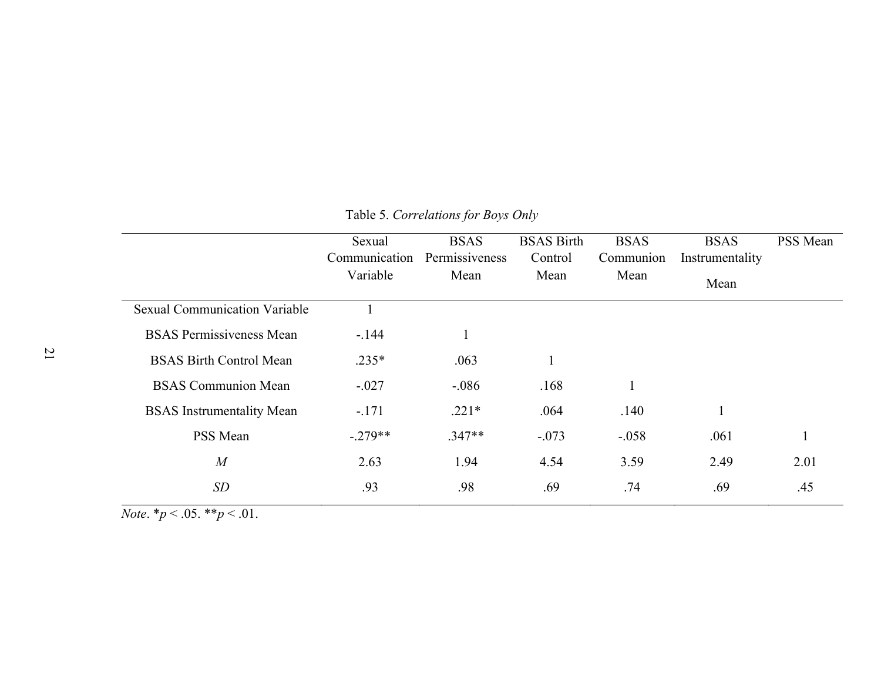Table 5. *Correlations for Boys Only*

| | Sexual Communication Variable | BSAS Permissiveness Mean | BSAS Birth Control Mean | BSAS Communion Mean | BSAS Instrumentality Mean | PSS Mean |
|---|---|---|---|---|---|---|
| Sexual Communication Variable | 1 | | | | | |
| BSAS Permissiveness Mean | -.144 | 1 | | | | |
| BSAS Birth Control Mean | .235* | .063 | 1 | | | |
| BSAS Communion Mean | -.027 | -.086 | .168 | 1 | | |
| BSAS Instrumentality Mean | -.171 | .221* | .064 | .140 | 1 | |
| PSS Mean | -.279** | .347** | -.073 | -.058 | .061 | 1 |
| *M* | 2.63 | 1.94 | 4.54 | 3.59 | 2.49 | 2.01 |
| *SD* | .93 | .98 | .69 | .74 | .69 | .45 |

*Note*. *$p < .05$. **$p < .01$.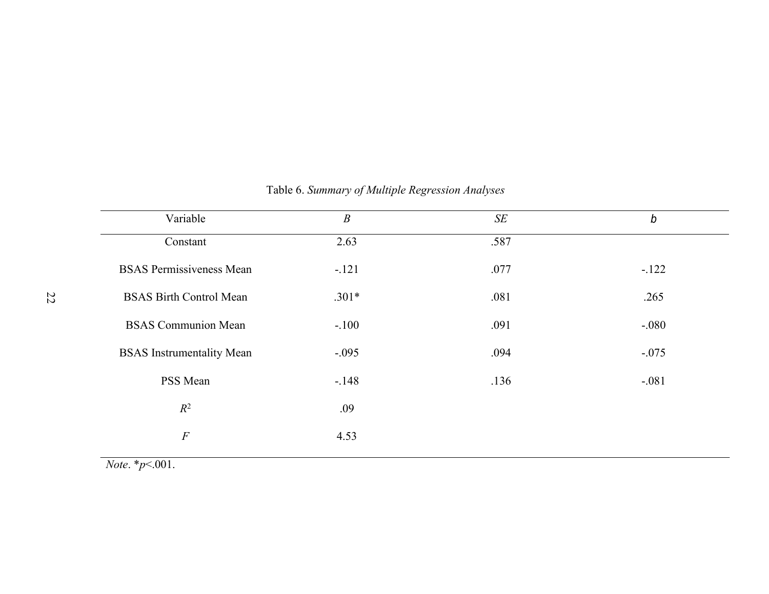Table 6. *Summary of Multiple Regression Analyses*

| Variable | *B* | *SE* | *b* |
|---|---|---|---|
| Constant | 2.63 | .587 | |
| BSAS Permissiveness Mean | -.121 | .077 | -.122 |
| BSAS Birth Control Mean | .301* | .081 | .265 |
| BSAS Communion Mean | -.100 | .091 | -.080 |
| BSAS Instrumentality Mean | -.095 | .094 | -.075 |
| PSS Mean | -.148 | .136 | -.081 |
| $R^2$ | .09 | | |
| $F$ | 4.53 | | |

*Note*. *$p$<.001.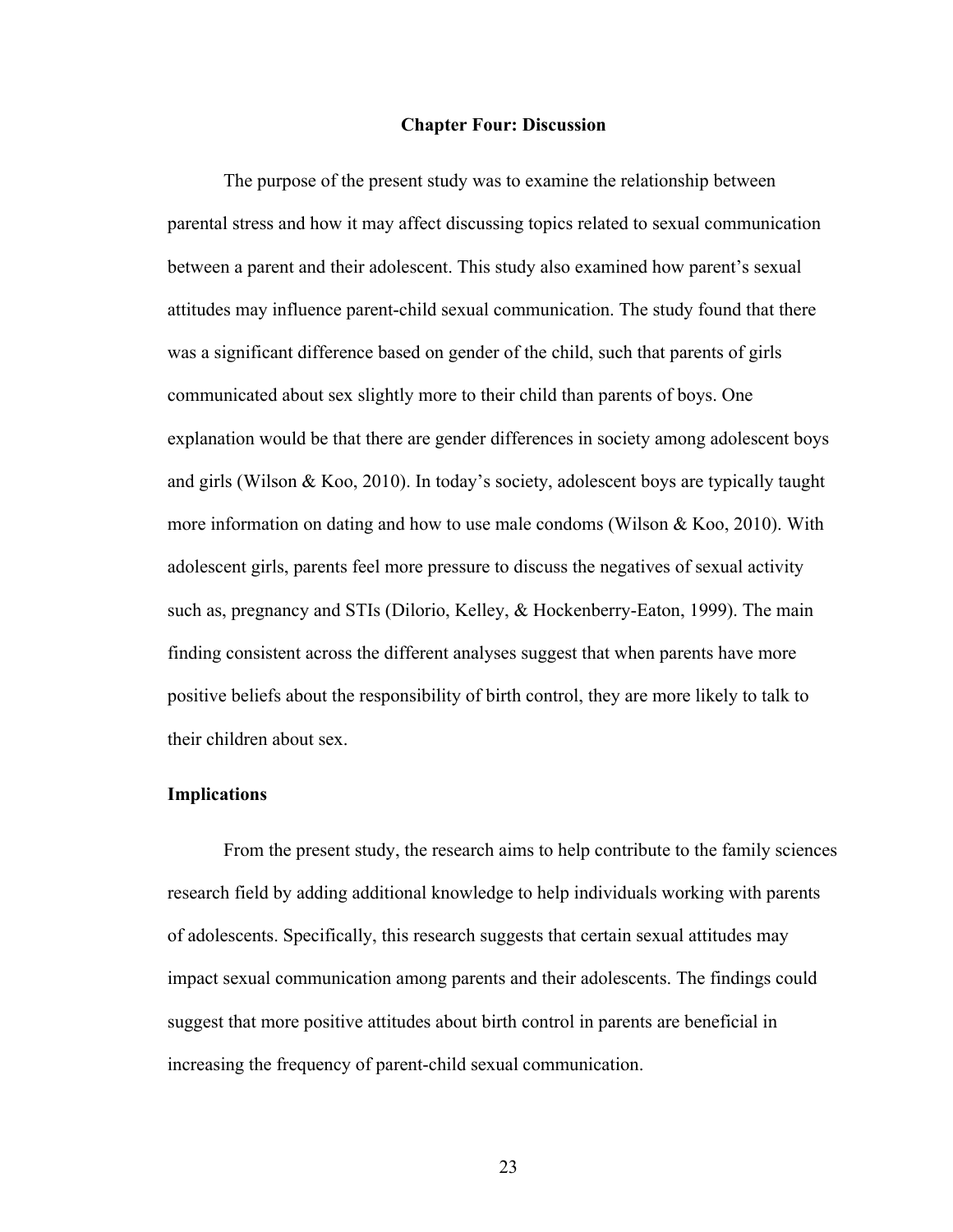# Chapter Four: Discussion

The purpose of the present study was to examine the relationship between parental stress and how it may affect discussing topics related to sexual communication between a parent and their adolescent. This study also examined how parent's sexual attitudes may influence parent-child sexual communication. The study found that there was a significant difference based on gender of the child, such that parents of girls communicated about sex slightly more to their child than parents of boys. One explanation would be that there are gender differences in society among adolescent boys and girls (Wilson & Koo, 2010). In today's society, adolescent boys are typically taught more information on dating and how to use male condoms (Wilson & Koo, 2010). With adolescent girls, parents feel more pressure to discuss the negatives of sexual activity such as, pregnancy and STIs (Dilorio, Kelley, & Hockenberry-Eaton, 1999). The main finding consistent across the different analyses suggest that when parents have more positive beliefs about the responsibility of birth control, they are more likely to talk to their children about sex.

## Implications

From the present study, the research aims to help contribute to the family sciences research field by adding additional knowledge to help individuals working with parents of adolescents. Specifically, this research suggests that certain sexual attitudes may impact sexual communication among parents and their adolescents. The findings could suggest that more positive attitudes about birth control in parents are beneficial in increasing the frequency of parent-child sexual communication.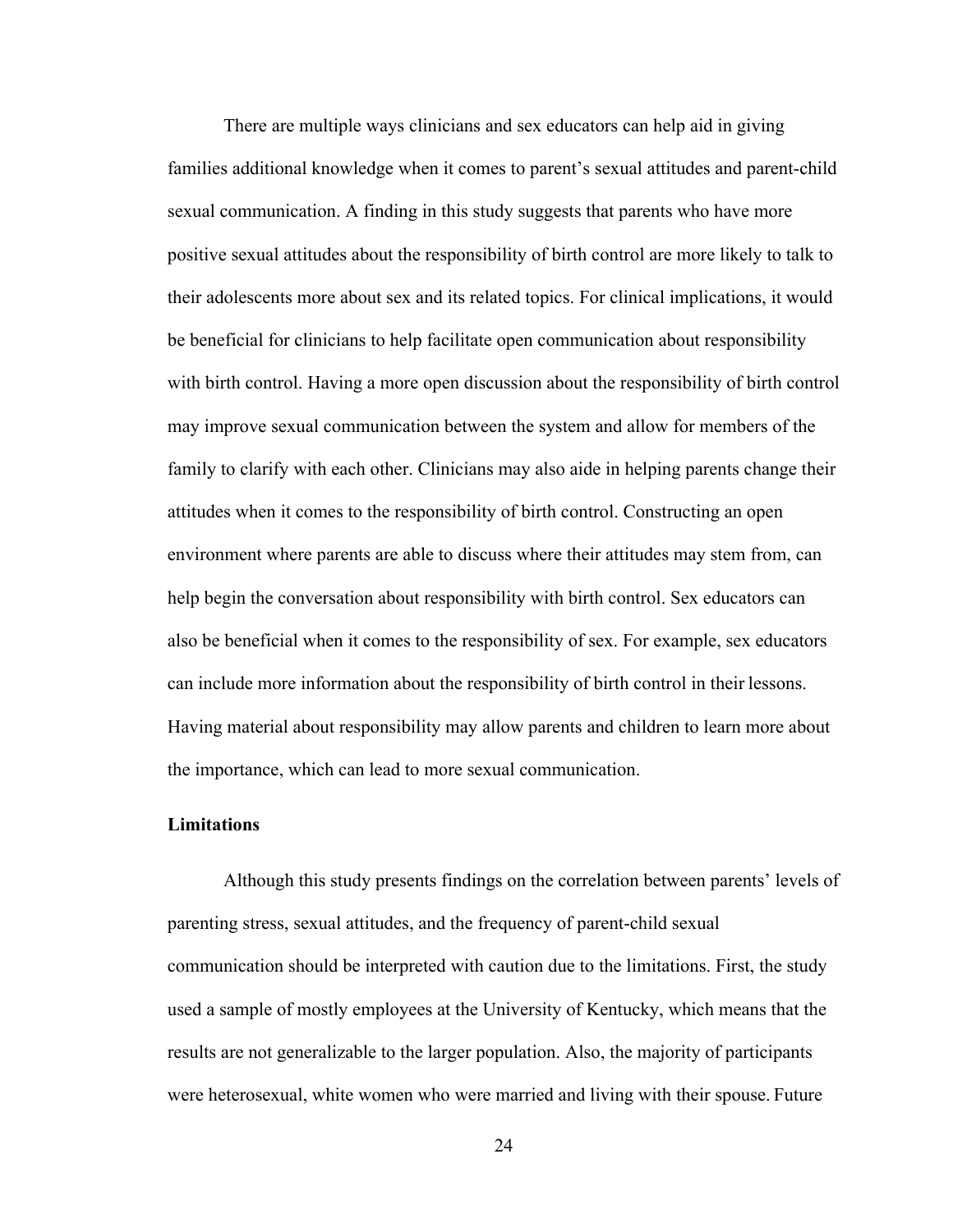There are multiple ways clinicians and sex educators can help aid in giving families additional knowledge when it comes to parent's sexual attitudes and parent-child sexual communication. A finding in this study suggests that parents who have more positive sexual attitudes about the responsibility of birth control are more likely to talk to their adolescents more about sex and its related topics. For clinical implications, it would be beneficial for clinicians to help facilitate open communication about responsibility with birth control. Having a more open discussion about the responsibility of birth control may improve sexual communication between the system and allow for members of the family to clarify with each other. Clinicians may also aide in helping parents change their attitudes when it comes to the responsibility of birth control. Constructing an open environment where parents are able to discuss where their attitudes may stem from, can help begin the conversation about responsibility with birth control. Sex educators can also be beneficial when it comes to the responsibility of sex. For example, sex educators can include more information about the responsibility of birth control in their lessons. Having material about responsibility may allow parents and children to learn more about the importance, which can lead to more sexual communication.

### Limitations

Although this study presents findings on the correlation between parents' levels of parenting stress, sexual attitudes, and the frequency of parent-child sexual communication should be interpreted with caution due to the limitations. First, the study used a sample of mostly employees at the University of Kentucky, which means that the results are not generalizable to the larger population. Also, the majority of participants were heterosexual, white women who were married and living with their spouse. Future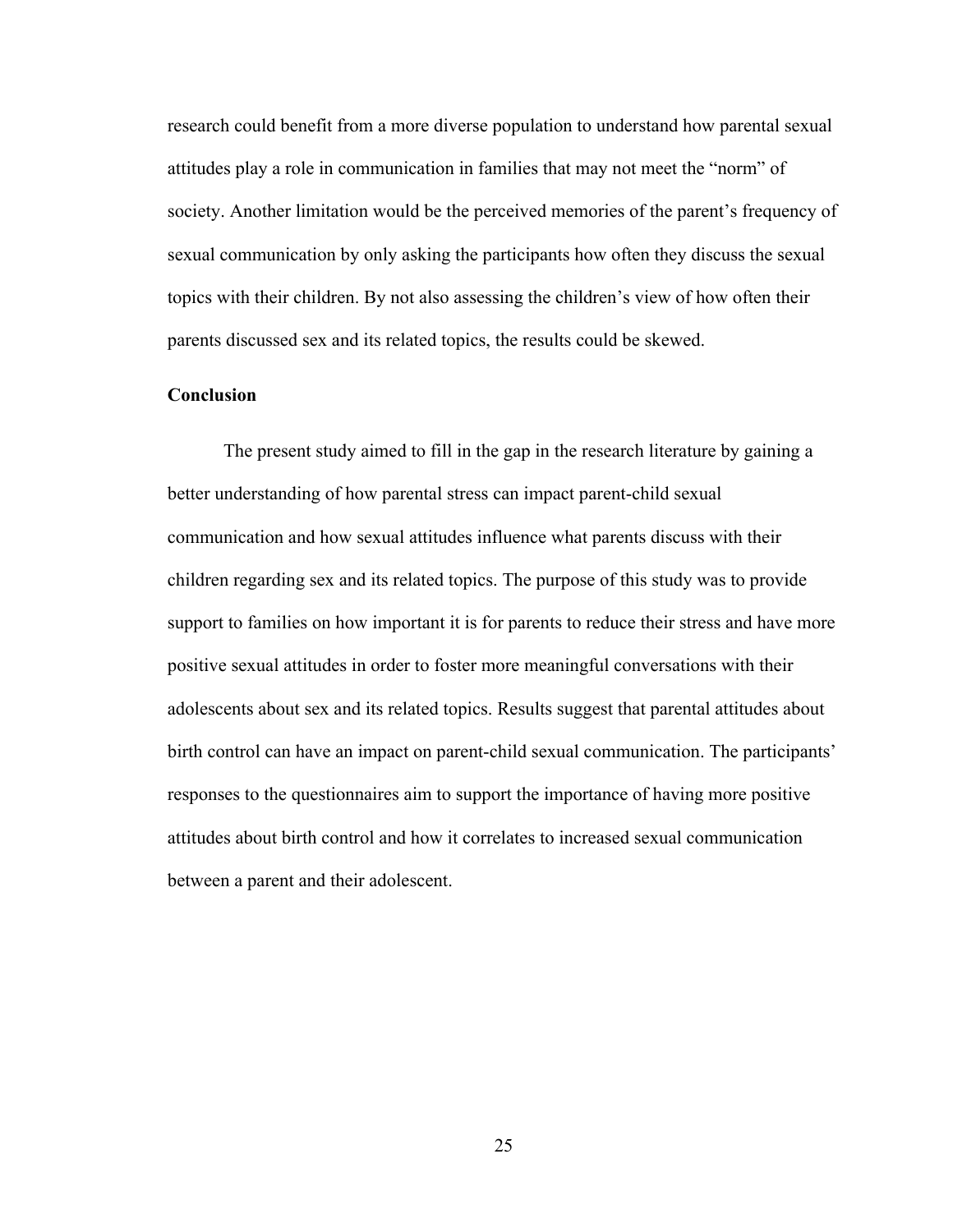research could benefit from a more diverse population to understand how parental sexual attitudes play a role in communication in families that may not meet the "norm" of society. Another limitation would be the perceived memories of the parent's frequency of sexual communication by only asking the participants how often they discuss the sexual topics with their children. By not also assessing the children's view of how often their parents discussed sex and its related topics, the results could be skewed.

## Conclusion

The present study aimed to fill in the gap in the research literature by gaining a better understanding of how parental stress can impact parent-child sexual communication and how sexual attitudes influence what parents discuss with their children regarding sex and its related topics. The purpose of this study was to provide support to families on how important it is for parents to reduce their stress and have more positive sexual attitudes in order to foster more meaningful conversations with their adolescents about sex and its related topics. Results suggest that parental attitudes about birth control can have an impact on parent-child sexual communication. The participants' responses to the questionnaires aim to support the importance of having more positive attitudes about birth control and how it correlates to increased sexual communication between a parent and their adolescent.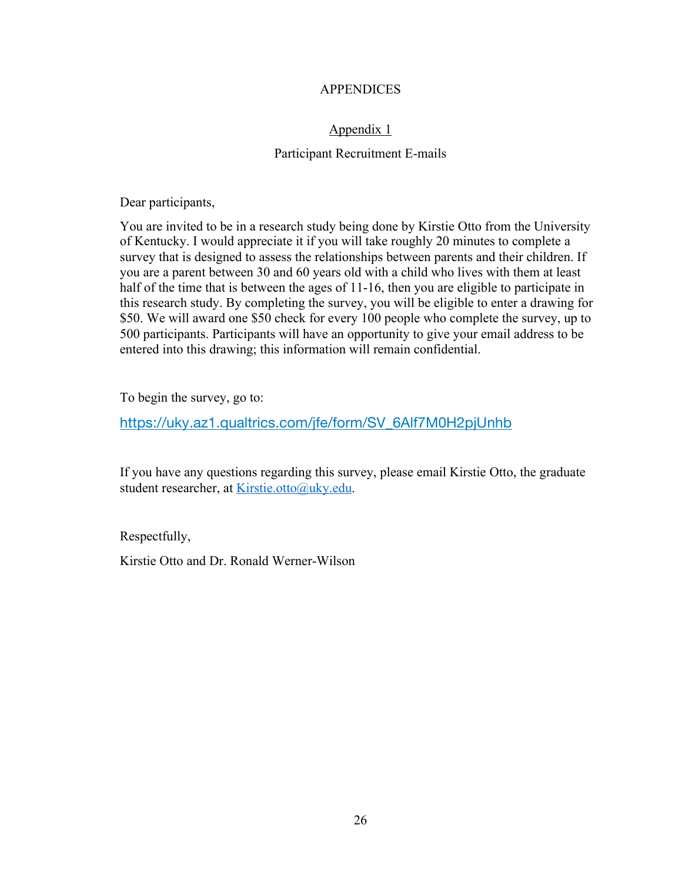# APPENDICES

## Appendix 1

### Participant Recruitment E-mails

Dear participants,

You are invited to be in a research study being done by Kirstie Otto from the University of Kentucky. I would appreciate it if you will take roughly 20 minutes to complete a survey that is designed to assess the relationships between parents and their children. If you are a parent between 30 and 60 years old with a child who lives with them at least half of the time that is between the ages of 11-16, then you are eligible to participate in this research study. By completing the survey, you will be eligible to enter a drawing for $50. We will award one $50 check for every 100 people who complete the survey, up to 500 participants. Participants will have an opportunity to give your email address to be entered into this drawing; this information will remain confidential.

To begin the survey, go to:

https://uky.az1.qualtrics.com/jfe/form/SV_6Alf7M0H2pjUnhb

If you have any questions regarding this survey, please email Kirstie Otto, the graduate student researcher, at Kirstie.otto@uky.edu.

Respectfully,

Kirstie Otto and Dr. Ronald Werner-Wilson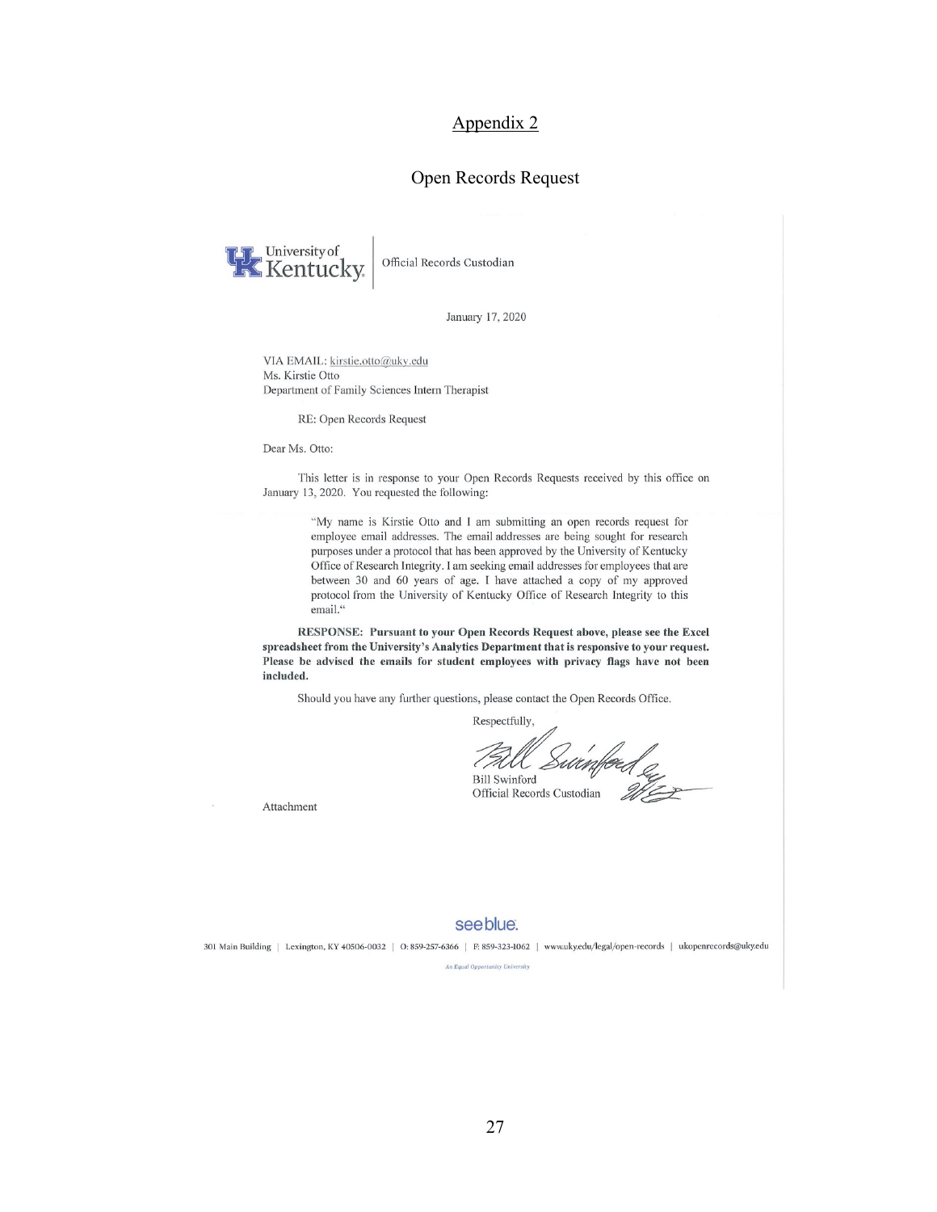# Appendix 2

## Open Records Request

University of Kentucky | Official Records Custodian

January 17, 2020

VIA EMAIL: kirstie.otto@uky.edu
Ms. Kirstie Otto
Department of Family Sciences Intern Therapist

RE: Open Records Request

Dear Ms. Otto:

This letter is in response to your Open Records Requests received by this office on January 13, 2020. You requested the following:

> "My name is Kirstie Otto and I am submitting an open records request for employee email addresses. The email addresses are being sought for research purposes under a protocol that has been approved by the University of Kentucky Office of Research Integrity. I am seeking email addresses for employees that are between 30 and 60 years of age. I have attached a copy of my approved protocol from the University of Kentucky Office of Research Integrity to this email."

**RESPONSE: Pursuant to your Open Records Request above, please see the Excel spreadsheet from the University's Analytics Department that is responsive to your request. Please be advised the emails for student employees with privacy flags have not been included.**

Should you have any further questions, please contact the Open Records Office.

Respectfully,

Bill Swinford
Official Records Custodian

Attachment

see blue.

301 Main Building | Lexington, KY 40506-0032 | O: 859-257-6366 | F: 859-323-1062 | www.uky.edu/legal/open-records | ukopenrecords@uky.edu

An Equal Opportunity University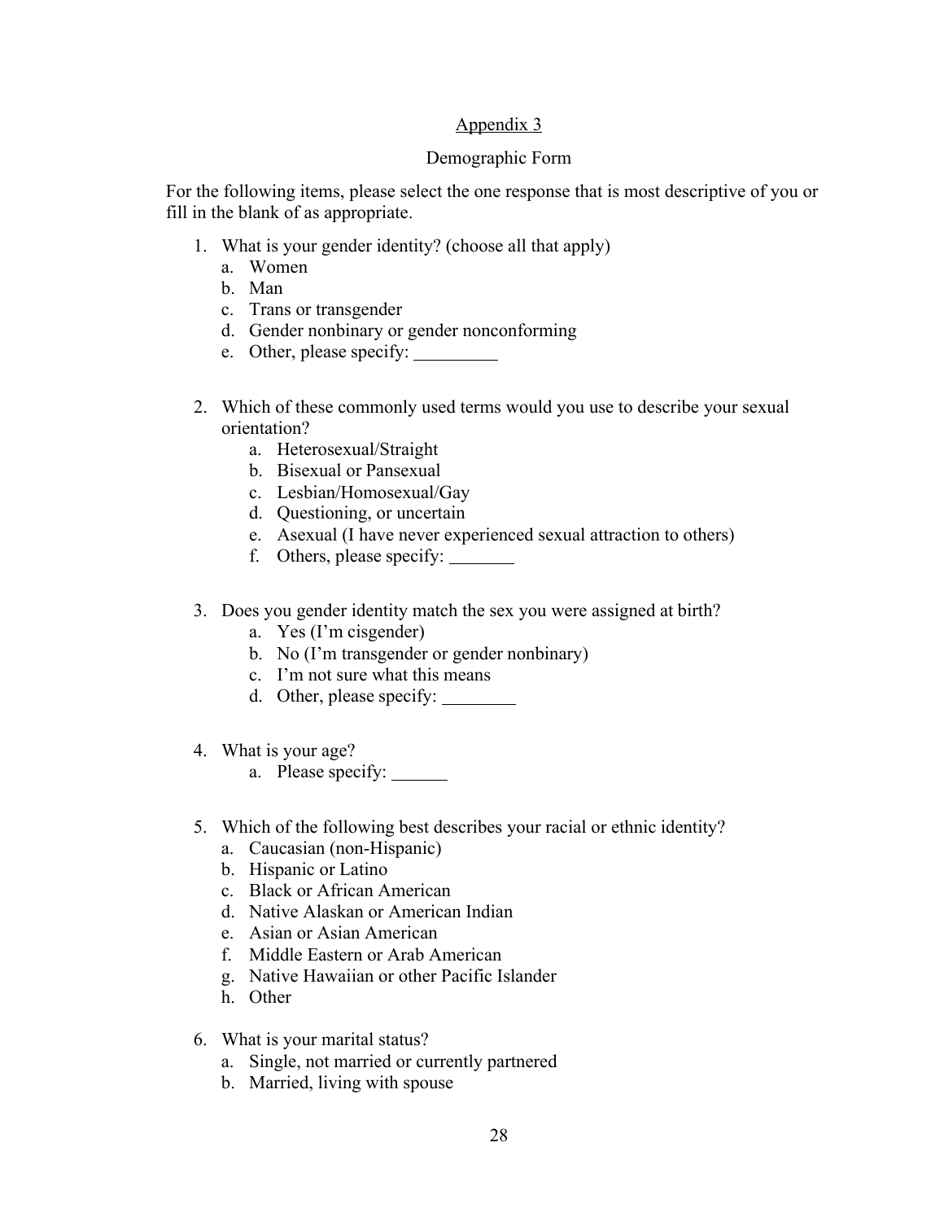<u>Appendix 3</u>

Demographic Form

For the following items, please select the one response that is most descriptive of you or fill in the blank of as appropriate.

1. What is your gender identity? (choose all that apply)
    a. Women
    b. Man
    c. Trans or transgender
    d. Gender nonbinary or gender nonconforming
    e. Other, please specify: _________

2. Which of these commonly used terms would you use to describe your sexual orientation?
    a. Heterosexual/Straight
    b. Bisexual or Pansexual
    c. Lesbian/Homosexual/Gay
    d. Questioning, or uncertain
    e. Asexual (I have never experienced sexual attraction to others)
    f. Others, please specify: _______

3. Does you gender identity match the sex you were assigned at birth?
    a. Yes (I'm cisgender)
    b. No (I'm transgender or gender nonbinary)
    c. I'm not sure what this means
    d. Other, please specify: ________

4. What is your age?
    a. Please specify: ______

5. Which of the following best describes your racial or ethnic identity?
    a. Caucasian (non-Hispanic)
    b. Hispanic or Latino
    c. Black or African American
    d. Native Alaskan or American Indian
    e. Asian or Asian American
    f. Middle Eastern or Arab American
    g. Native Hawaiian or other Pacific Islander
    h. Other

6. What is your marital status?
    a. Single, not married or currently partnered
    b. Married, living with spouse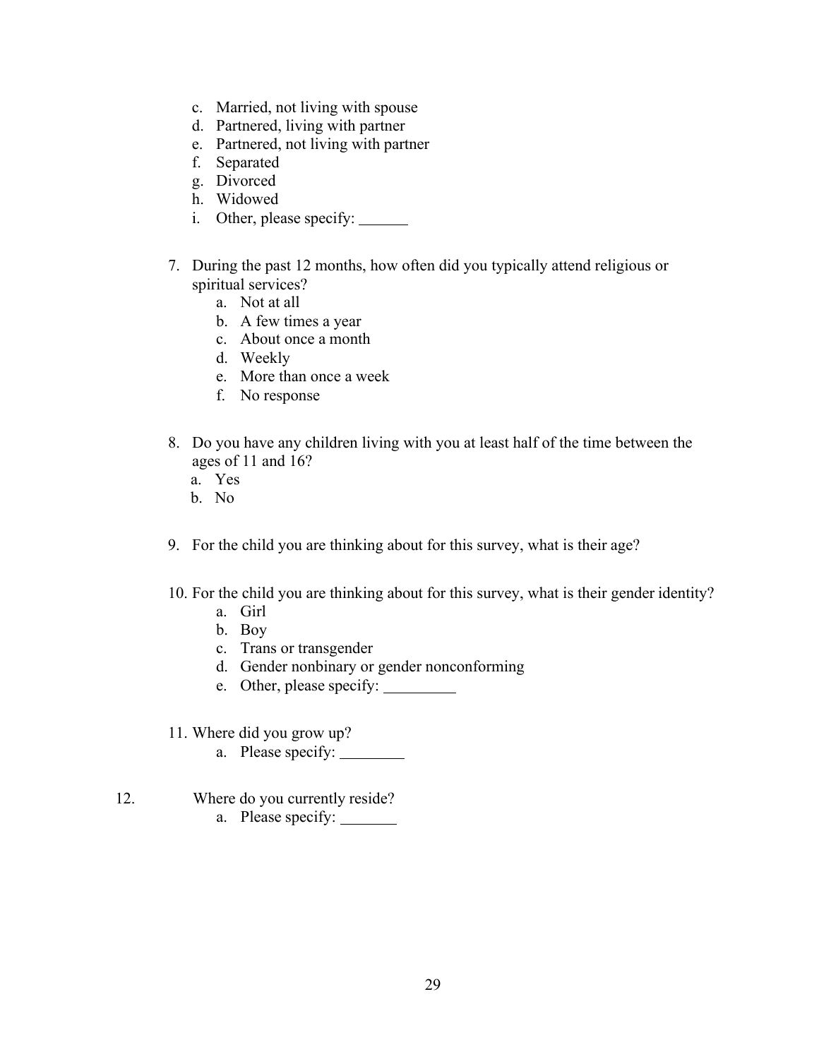c. Married, not living with spouse
d. Partnered, living with partner
e. Partnered, not living with partner
f. Separated
g. Divorced
h. Widowed
i. Other, please specify: ______

7. During the past 12 months, how often did you typically attend religious or spiritual services?
   a. Not at all
   b. A few times a year
   c. About once a month
   d. Weekly
   e. More than once a week
   f. No response

8. Do you have any children living with you at least half of the time between the ages of 11 and 16?
   a. Yes
   b. No

9. For the child you are thinking about for this survey, what is their age?

10. For the child you are thinking about for this survey, what is their gender identity?
    a. Girl
    b. Boy
    c. Trans or transgender
    d. Gender nonbinary or gender nonconforming
    e. Other, please specify: _________

11. Where did you grow up?
    a. Please specify: ________

12. Where do you currently reside?
    a. Please specify: _______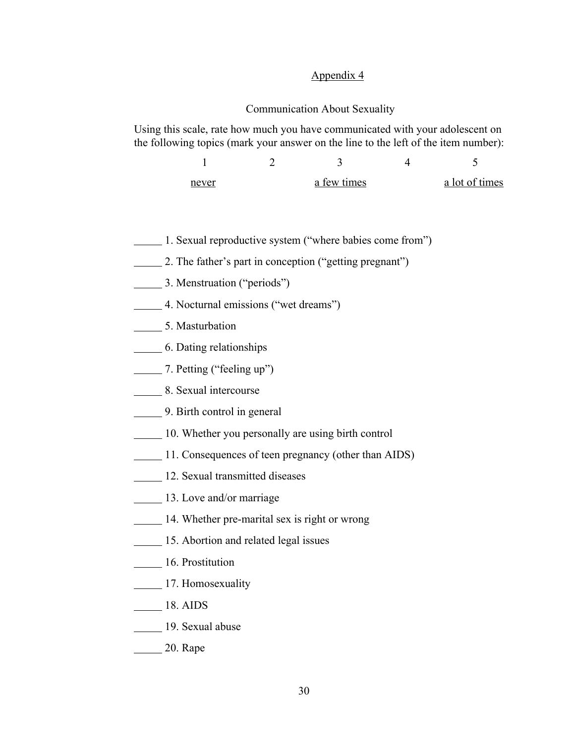## Appendix 4

### Communication About Sexuality

Using this scale, rate how much you have communicated with your adolescent on the following topics (mark your answer on the line to the left of the item number):

| 1 | 2 | 3 | 4 | 5 |
|---|---|---|---|---|
| never | | a few times | | a lot of times |

_____ 1. Sexual reproductive system (“where babies come from”)

_____ 2. The father’s part in conception (“getting pregnant”)

_____ 3. Menstruation (“periods”)

_____ 4. Nocturnal emissions (“wet dreams”)

_____ 5. Masturbation

_____ 6. Dating relationships

_____ 7. Petting (“feeling up”)

_____ 8. Sexual intercourse

_____ 9. Birth control in general

_____ 10. Whether you personally are using birth control

_____ 11. Consequences of teen pregnancy (other than AIDS)

_____ 12. Sexual transmitted diseases

_____ 13. Love and/or marriage

_____ 14. Whether pre-marital sex is right or wrong

_____ 15. Abortion and related legal issues

_____ 16. Prostitution

_____ 17. Homosexuality

_____ 18. AIDS

_____ 19. Sexual abuse

_____ 20. Rape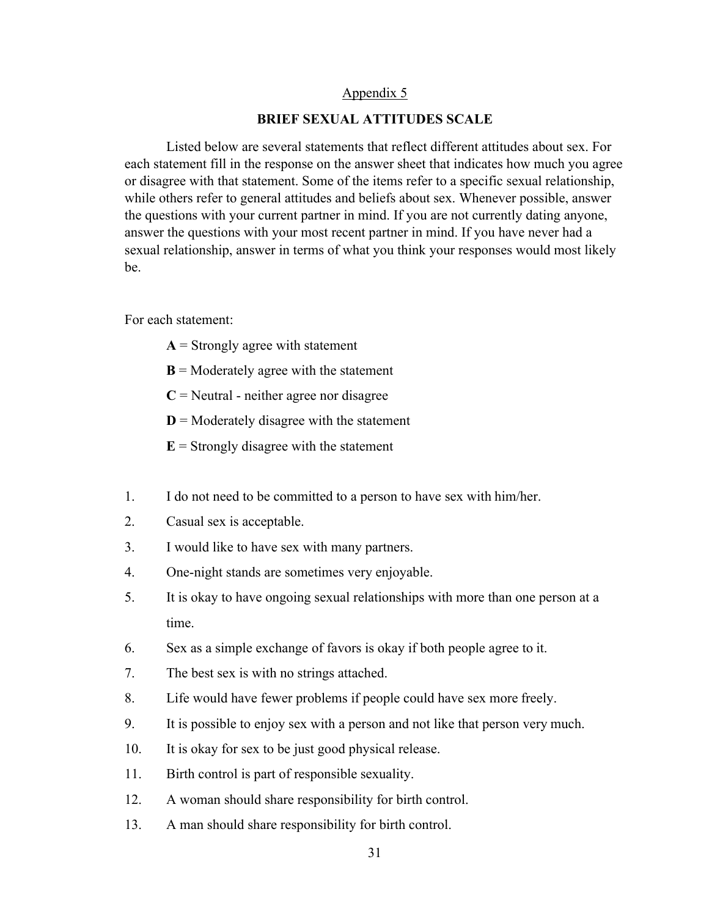Appendix 5

## BRIEF SEXUAL ATTITUDES SCALE

Listed below are several statements that reflect different attitudes about sex. For each statement fill in the response on the answer sheet that indicates how much you agree or disagree with that statement. Some of the items refer to a specific sexual relationship, while others refer to general attitudes and beliefs about sex. Whenever possible, answer the questions with your current partner in mind. If you are not currently dating anyone, answer the questions with your most recent partner in mind. If you have never had a sexual relationship, answer in terms of what you think your responses would most likely be.

For each statement:

**A** = Strongly agree with statement

**B** = Moderately agree with the statement

**C** = Neutral - neither agree nor disagree

**D** = Moderately disagree with the statement

**E** = Strongly disagree with the statement

1. I do not need to be committed to a person to have sex with him/her.
2. Casual sex is acceptable.
3. I would like to have sex with many partners.
4. One-night stands are sometimes very enjoyable.
5. It is okay to have ongoing sexual relationships with more than one person at a time.
6. Sex as a simple exchange of favors is okay if both people agree to it.
7. The best sex is with no strings attached.
8. Life would have fewer problems if people could have sex more freely.
9. It is possible to enjoy sex with a person and not like that person very much.
10. It is okay for sex to be just good physical release.
11. Birth control is part of responsible sexuality.
12. A woman should share responsibility for birth control.
13. A man should share responsibility for birth control.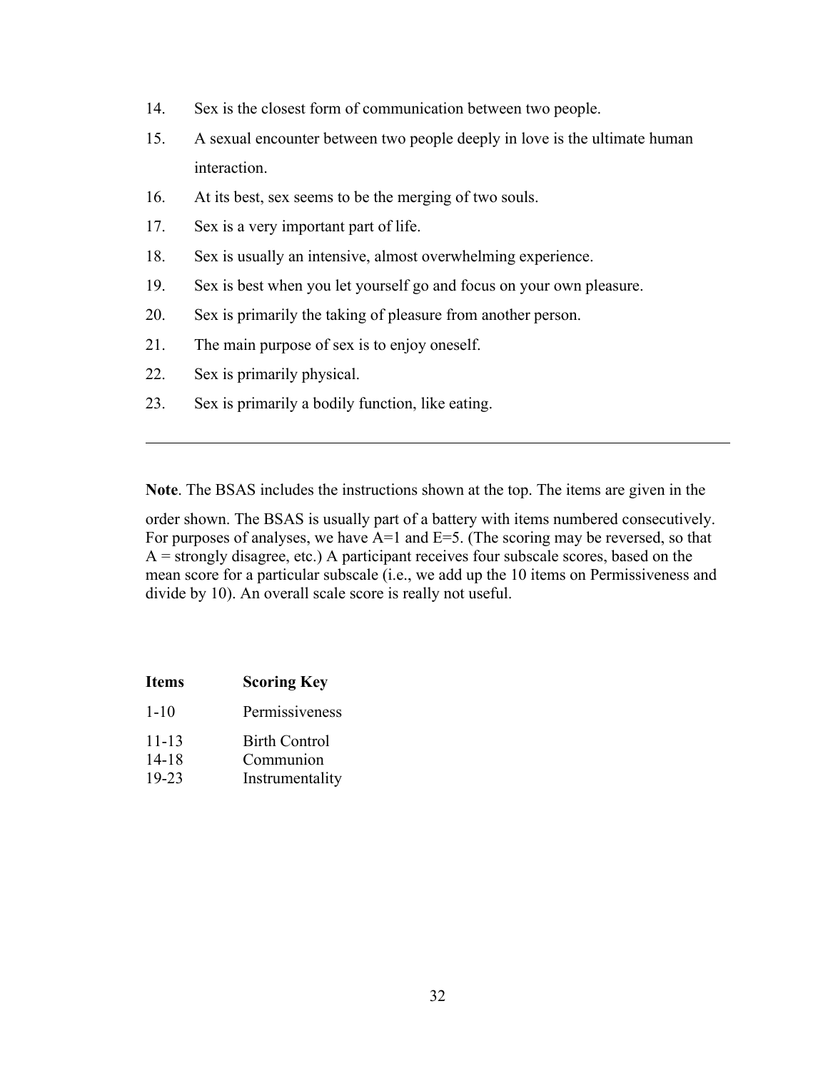14. Sex is the closest form of communication between two people.
15. A sexual encounter between two people deeply in love is the ultimate human interaction.
16. At its best, sex seems to be the merging of two souls.
17. Sex is a very important part of life.
18. Sex is usually an intensive, almost overwhelming experience.
19. Sex is best when you let yourself go and focus on your own pleasure.
20. Sex is primarily the taking of pleasure from another person.
21. The main purpose of sex is to enjoy oneself.
22. Sex is primarily physical.
23. Sex is primarily a bodily function, like eating.

---

**Note**. The BSAS includes the instructions shown at the top. The items are given in the order shown. The BSAS is usually part of a battery with items numbered consecutively. For purposes of analyses, we have A=1 and E=5. (The scoring may be reversed, so that A = strongly disagree, etc.) A participant receives four subscale scores, based on the mean score for a particular subscale (i.e., we add up the 10 items on Permissiveness and divide by 10). An overall scale score is really not useful.

| Items | Scoring Key |
|---|---|
| 1-10 | Permissiveness |
| 11-13 | Birth Control |
| 14-18 | Communion |
| 19-23 | Instrumentality |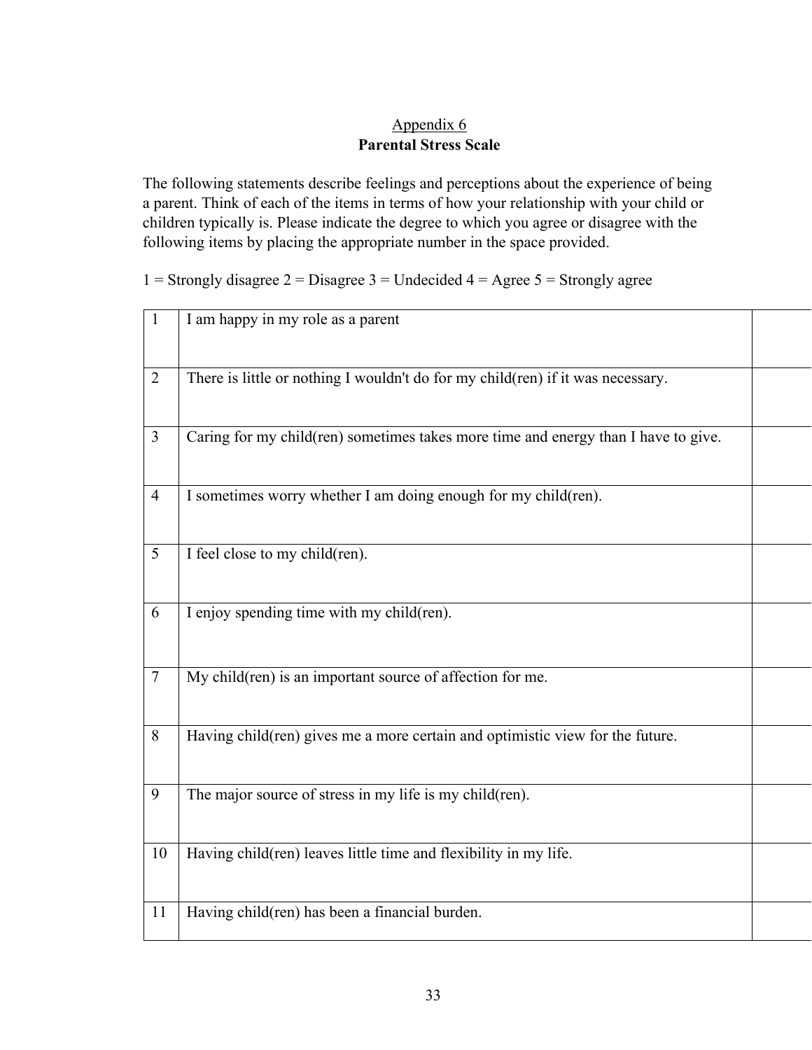Appendix 6

**Parental Stress Scale**

The following statements describe feelings and perceptions about the experience of being a parent. Think of each of the items in terms of how your relationship with your child or children typically is. Please indicate the degree to which you agree or disagree with the following items by placing the appropriate number in the space provided.

1 = Strongly disagree 2 = Disagree 3 = Undecided 4 = Agree 5 = Strongly agree

| | | |
|---|---|---|
| 1 | I am happy in my role as a parent | |
| 2 | There is little or nothing I wouldn't do for my child(ren) if it was necessary. | |
| 3 | Caring for my child(ren) sometimes takes more time and energy than I have to give. | |
| 4 | I sometimes worry whether I am doing enough for my child(ren). | |
| 5 | I feel close to my child(ren). | |
| 6 | I enjoy spending time with my child(ren). | |
| 7 | My child(ren) is an important source of affection for me. | |
| 8 | Having child(ren) gives me a more certain and optimistic view for the future. | |
| 9 | The major source of stress in my life is my child(ren). | |
| 10 | Having child(ren) leaves little time and flexibility in my life. | |
| 11 | Having child(ren) has been a financial burden. | |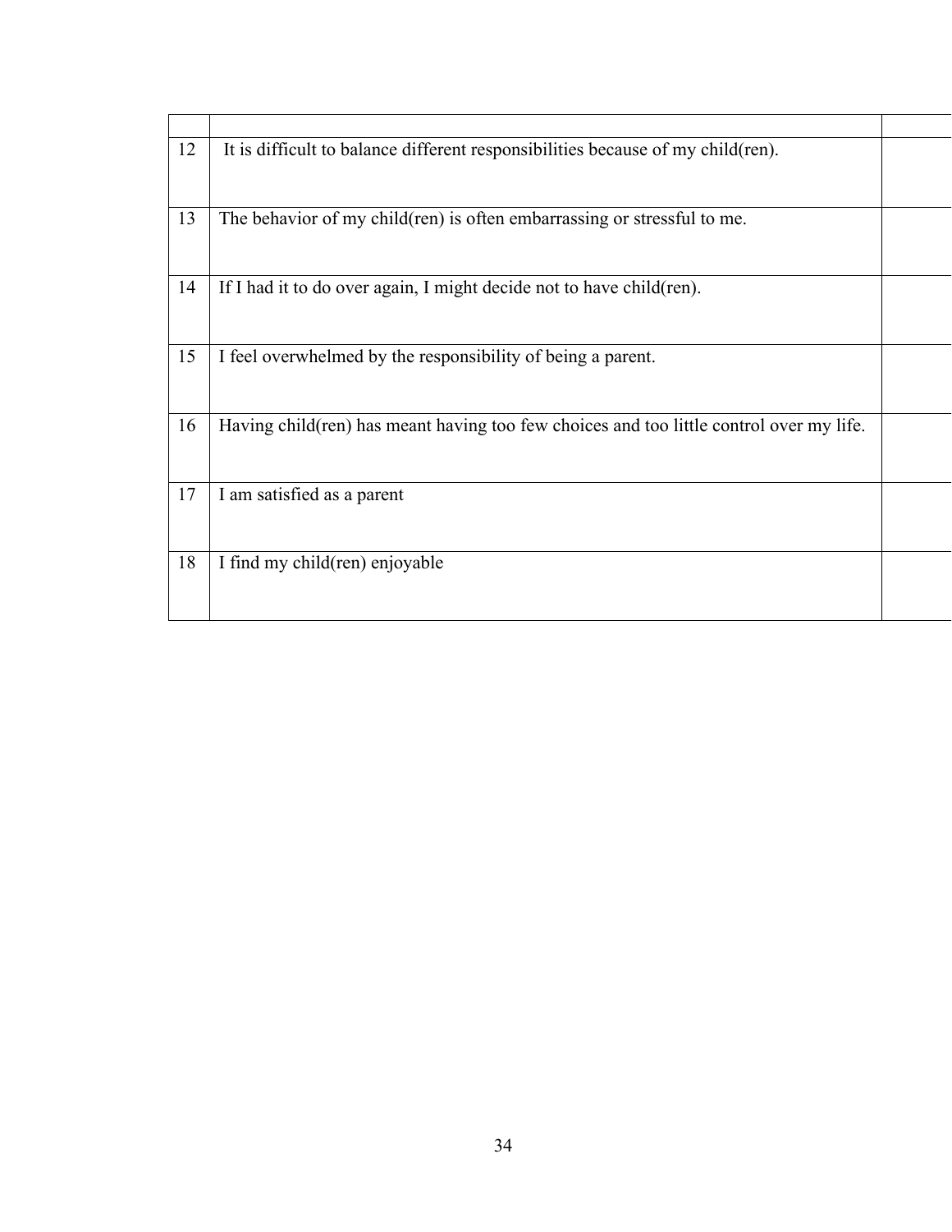| | | |
|---|---|---|
| 12 | It is difficult to balance different responsibilities because of my child(ren). | |
| 13 | The behavior of my child(ren) is often embarrassing or stressful to me. | |
| 14 | If I had it to do over again, I might decide not to have child(ren). | |
| 15 | I feel overwhelmed by the responsibility of being a parent. | |
| 16 | Having child(ren) has meant having too few choices and too little control over my life. | |
| 17 | I am satisfied as a parent | |
| 18 | I find my child(ren) enjoyable | |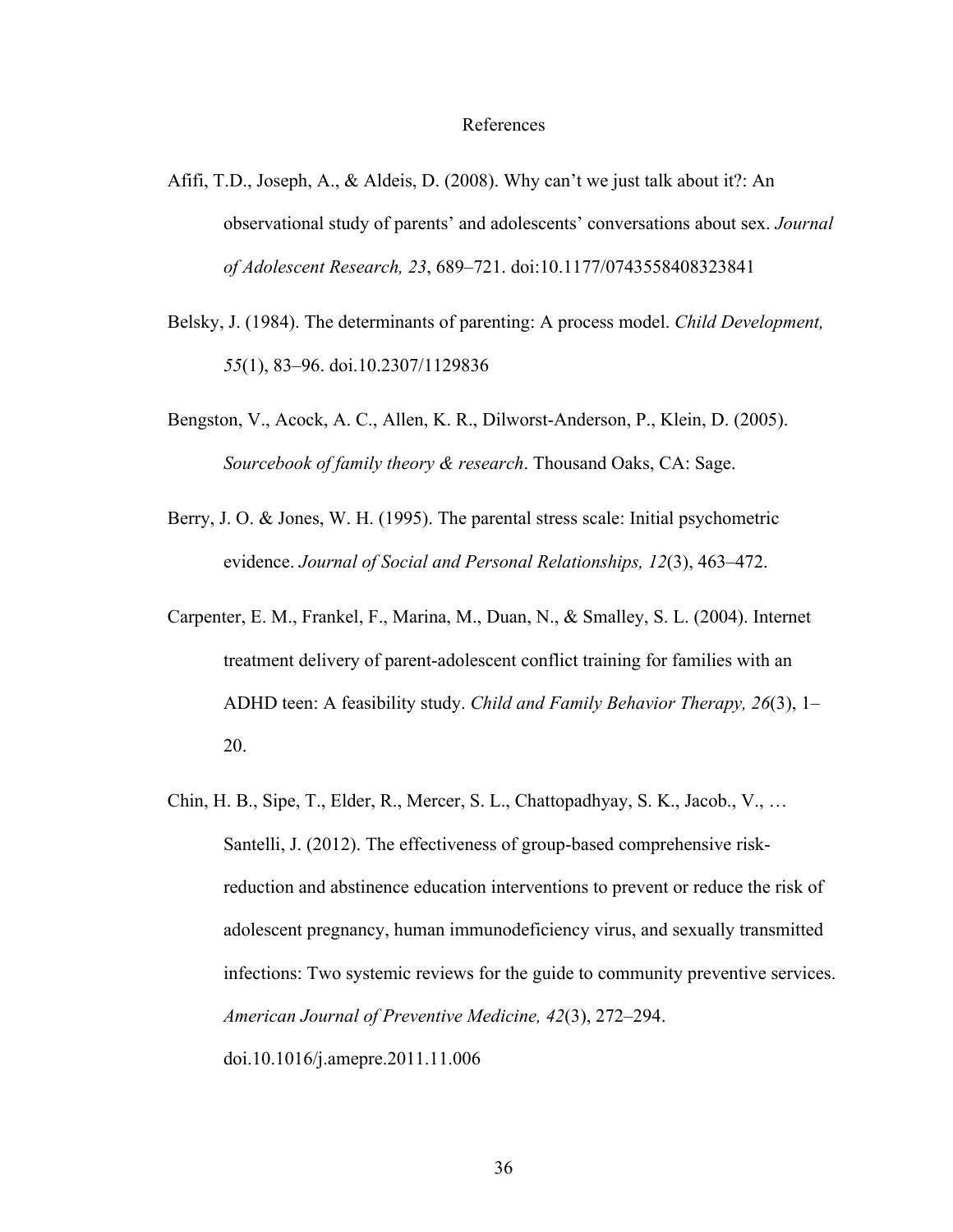# References

Afifi, T.D., Joseph, A., & Aldeis, D. (2008). Why can't we just talk about it?: An observational study of parents' and adolescents' conversations about sex. *Journal of Adolescent Research, 23*, 689–721. doi:10.1177/0743558408323841

Belsky, J. (1984). The determinants of parenting: A process model. *Child Development, 55*(1), 83–96. doi.10.2307/1129836

Bengston, V., Acock, A. C., Allen, K. R., Dilworst-Anderson, P., Klein, D. (2005). *Sourcebook of family theory & research*. Thousand Oaks, CA: Sage.

Berry, J. O. & Jones, W. H. (1995). The parental stress scale: Initial psychometric evidence. *Journal of Social and Personal Relationships, 12*(3), 463–472.

Carpenter, E. M., Frankel, F., Marina, M., Duan, N., & Smalley, S. L. (2004). Internet treatment delivery of parent-adolescent conflict training for families with an ADHD teen: A feasibility study. *Child and Family Behavior Therapy, 26*(3), 1–20.

Chin, H. B., Sipe, T., Elder, R., Mercer, S. L., Chattopadhyay, S. K., Jacob., V., … Santelli, J. (2012). The effectiveness of group-based comprehensive risk-reduction and abstinence education interventions to prevent or reduce the risk of adolescent pregnancy, human immunodeficiency virus, and sexually transmitted infections: Two systemic reviews for the guide to community preventive services. *American Journal of Preventive Medicine, 42*(3), 272–294. doi.10.1016/j.amepre.2011.11.006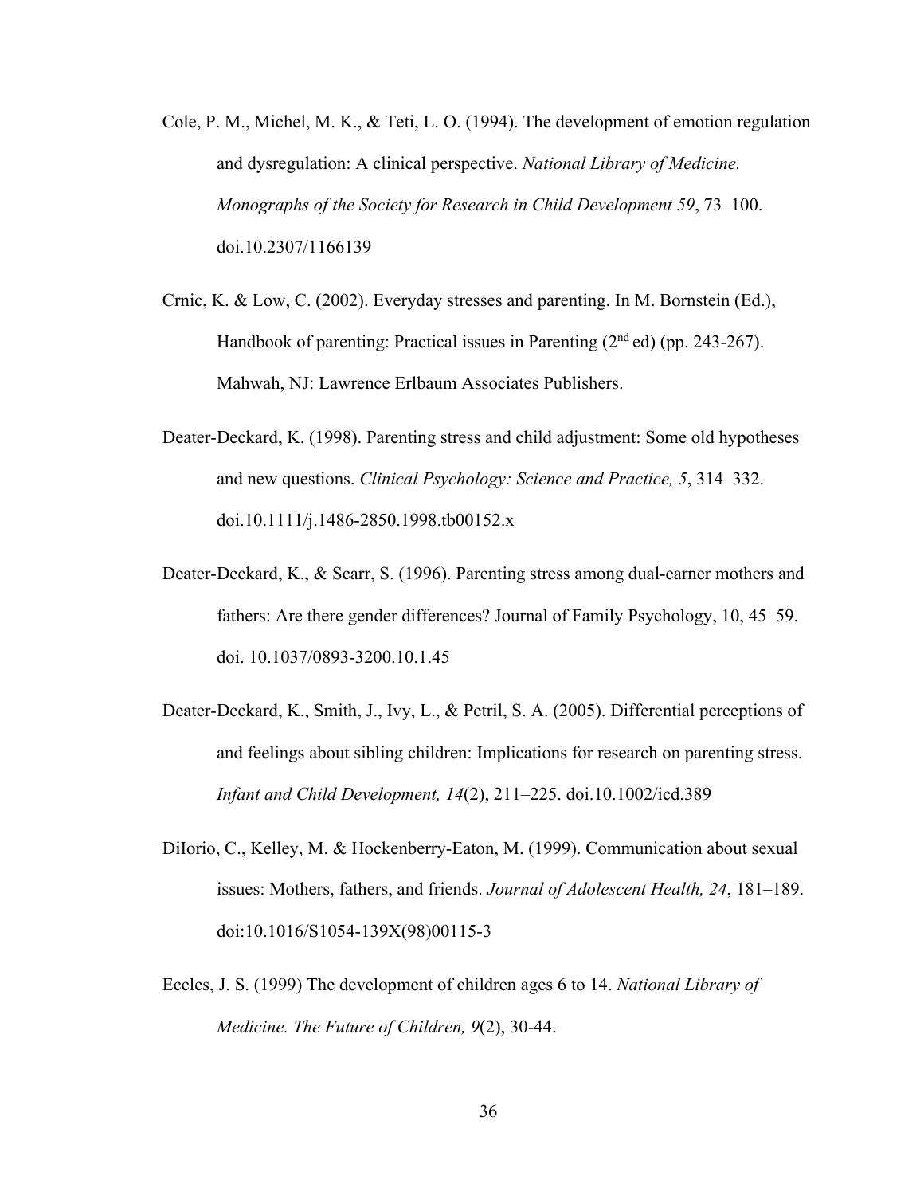Cole, P. M., Michel, M. K., & Teti, L. O. (1994). The development of emotion regulation and dysregulation: A clinical perspective. *National Library of Medicine. Monographs of the Society for Research in Child Development 59*, 73–100. doi.10.2307/1166139

Crnic, K. & Low, C. (2002). Everyday stresses and parenting. In M. Bornstein (Ed.), Handbook of parenting: Practical issues in Parenting (2nd ed) (pp. 243-267). Mahwah, NJ: Lawrence Erlbaum Associates Publishers.

Deater-Deckard, K. (1998). Parenting stress and child adjustment: Some old hypotheses and new questions. *Clinical Psychology: Science and Practice, 5*, 314–332. doi.10.1111/j.1486-2850.1998.tb00152.x

Deater-Deckard, K., & Scarr, S. (1996). Parenting stress among dual-earner mothers and fathers: Are there gender differences? Journal of Family Psychology, 10, 45–59. doi. 10.1037/0893-3200.10.1.45

Deater-Deckard, K., Smith, J., Ivy, L., & Petril, S. A. (2005). Differential perceptions of and feelings about sibling children: Implications for research on parenting stress. *Infant and Child Development, 14*(2), 211–225. doi.10.1002/icd.389

DiIorio, C., Kelley, M. & Hockenberry-Eaton, M. (1999). Communication about sexual issues: Mothers, fathers, and friends. *Journal of Adolescent Health, 24*, 181–189. doi:10.1016/S1054-139X(98)00115-3

Eccles, J. S. (1999) The development of children ages 6 to 14. *National Library of Medicine. The Future of Children, 9*(2), 30-44.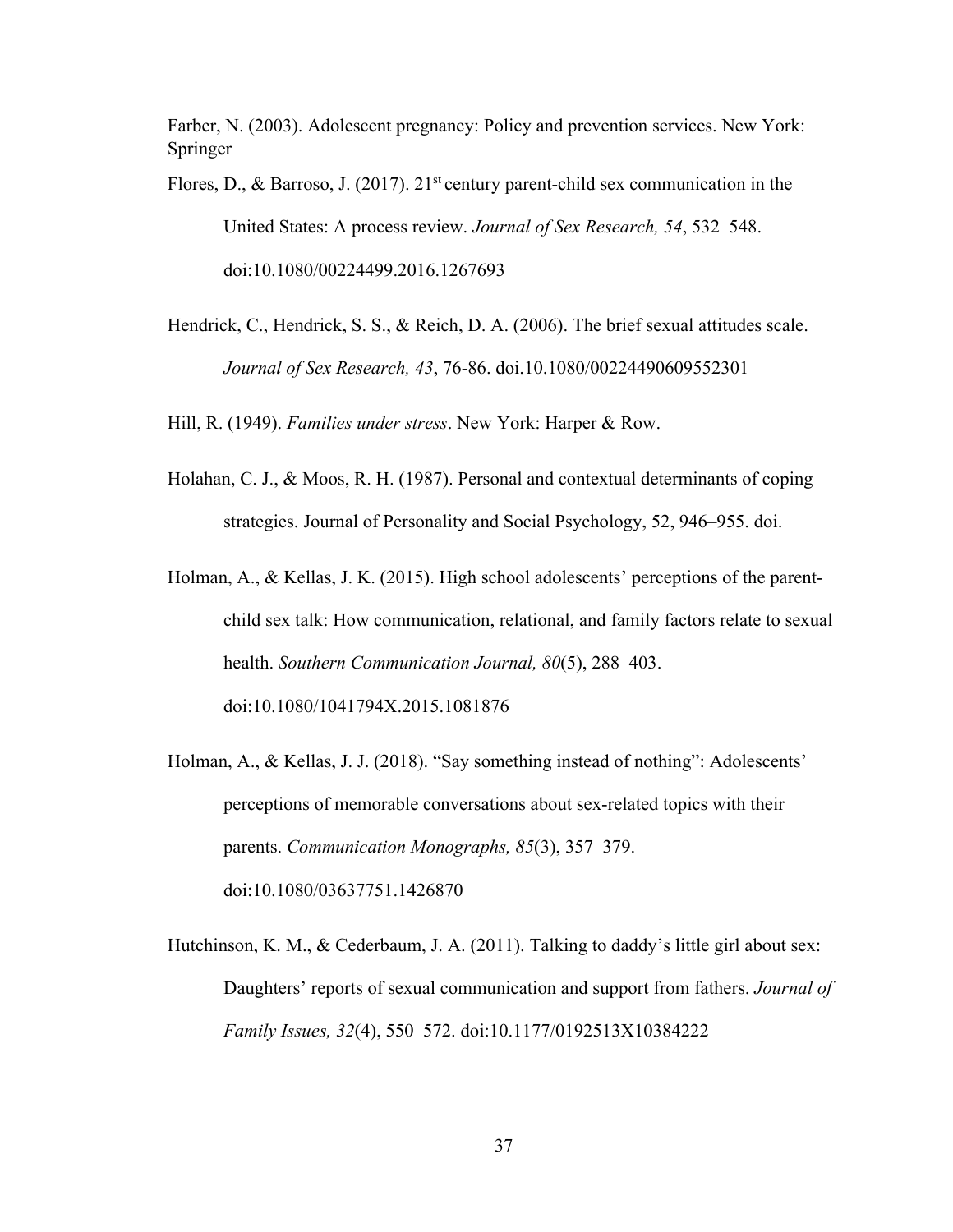Farber, N. (2003). Adolescent pregnancy: Policy and prevention services. New York: Springer

Flores, D., & Barroso, J. (2017). 21st century parent-child sex communication in the United States: A process review. *Journal of Sex Research, 54*, 532–548. doi:10.1080/00224499.2016.1267693

Hendrick, C., Hendrick, S. S., & Reich, D. A. (2006). The brief sexual attitudes scale. *Journal of Sex Research, 43*, 76-86. doi.10.1080/00224490609552301

Hill, R. (1949). *Families under stress*. New York: Harper & Row.

Holahan, C. J., & Moos, R. H. (1987). Personal and contextual determinants of coping strategies. Journal of Personality and Social Psychology, 52, 946–955. doi.

Holman, A., & Kellas, J. K. (2015). High school adolescents' perceptions of the parent-child sex talk: How communication, relational, and family factors relate to sexual health. *Southern Communication Journal, 80*(5), 288–403. doi:10.1080/1041794X.2015.1081876

Holman, A., & Kellas, J. J. (2018). "Say something instead of nothing": Adolescents' perceptions of memorable conversations about sex-related topics with their parents. *Communication Monographs, 85*(3), 357–379. doi:10.1080/03637751.1426870

Hutchinson, K. M., & Cederbaum, J. A. (2011). Talking to daddy's little girl about sex: Daughters' reports of sexual communication and support from fathers. *Journal of Family Issues, 32*(4), 550–572. doi:10.1177/0192513X10384222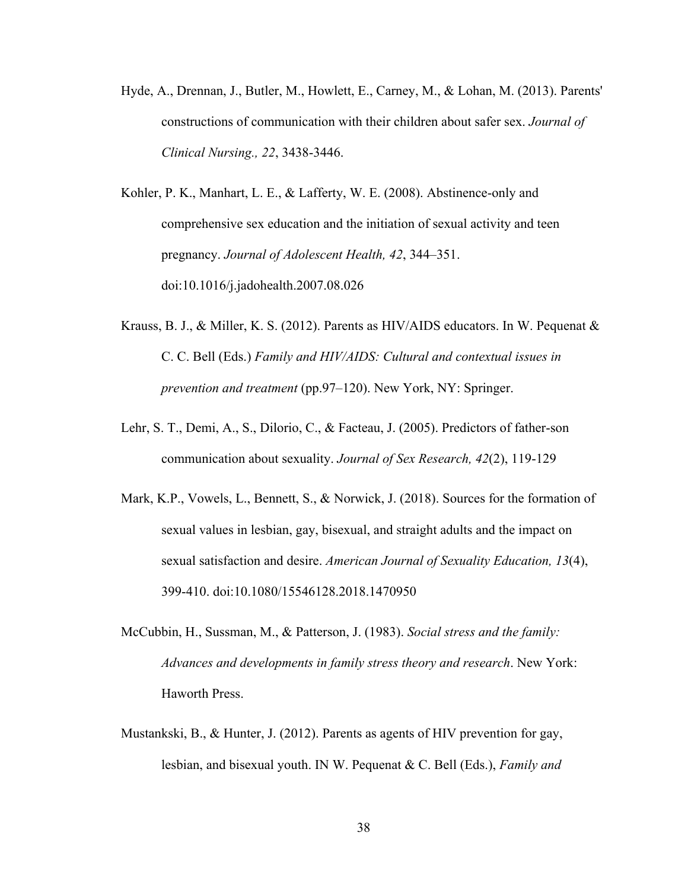Hyde, A., Drennan, J., Butler, M., Howlett, E., Carney, M., & Lohan, M. (2013). Parents' constructions of communication with their children about safer sex. *Journal of Clinical Nursing., 22*, 3438-3446.

Kohler, P. K., Manhart, L. E., & Lafferty, W. E. (2008). Abstinence-only and comprehensive sex education and the initiation of sexual activity and teen pregnancy. *Journal of Adolescent Health, 42*, 344–351. doi:10.1016/j.jadohealth.2007.08.026

Krauss, B. J., & Miller, K. S. (2012). Parents as HIV/AIDS educators. In W. Pequenat & C. C. Bell (Eds.) *Family and HIV/AIDS: Cultural and contextual issues in prevention and treatment* (pp.97–120). New York, NY: Springer.

Lehr, S. T., Demi, A., S., Dilorio, C., & Facteau, J. (2005). Predictors of father-son communication about sexuality. *Journal of Sex Research, 42*(2), 119-129

Mark, K.P., Vowels, L., Bennett, S., & Norwick, J. (2018). Sources for the formation of sexual values in lesbian, gay, bisexual, and straight adults and the impact on sexual satisfaction and desire. *American Journal of Sexuality Education, 13*(4), 399-410. doi:10.1080/15546128.2018.1470950

McCubbin, H., Sussman, M., & Patterson, J. (1983). *Social stress and the family: Advances and developments in family stress theory and research*. New York: Haworth Press.

Mustankski, B., & Hunter, J. (2012). Parents as agents of HIV prevention for gay, lesbian, and bisexual youth. IN W. Pequenat & C. Bell (Eds.), *Family and*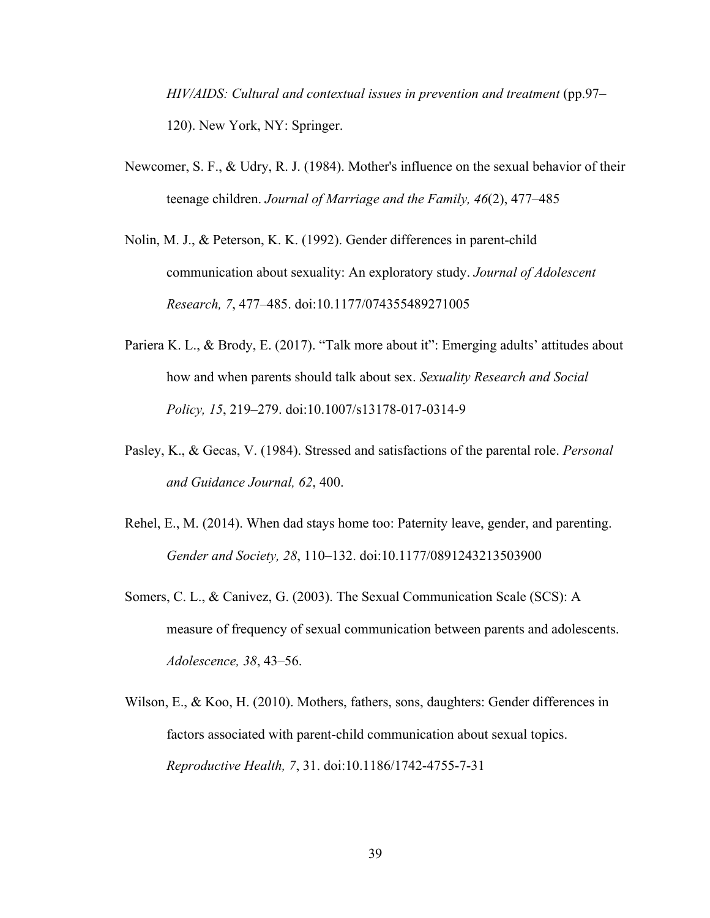*HIV/AIDS: Cultural and contextual issues in prevention and treatment* (pp.97–120). New York, NY: Springer.

Newcomer, S. F., & Udry, R. J. (1984). Mother's influence on the sexual behavior of their teenage children. *Journal of Marriage and the Family, 46*(2), 477–485

Nolin, M. J., & Peterson, K. K. (1992). Gender differences in parent-child communication about sexuality: An exploratory study. *Journal of Adolescent Research, 7*, 477–485. doi:10.1177/074355489271005

Pariera K. L., & Brody, E. (2017). "Talk more about it": Emerging adults' attitudes about how and when parents should talk about sex. *Sexuality Research and Social Policy, 15*, 219–279. doi:10.1007/s13178-017-0314-9

Pasley, K., & Gecas, V. (1984). Stressed and satisfactions of the parental role. *Personal and Guidance Journal, 62*, 400.

Rehel, E., M. (2014). When dad stays home too: Paternity leave, gender, and parenting. *Gender and Society, 28*, 110–132. doi:10.1177/0891243213503900

Somers, C. L., & Canivez, G. (2003). The Sexual Communication Scale (SCS): A measure of frequency of sexual communication between parents and adolescents. *Adolescence, 38*, 43–56.

Wilson, E., & Koo, H. (2010). Mothers, fathers, sons, daughters: Gender differences in factors associated with parent-child communication about sexual topics. *Reproductive Health, 7*, 31. doi:10.1186/1742-4755-7-31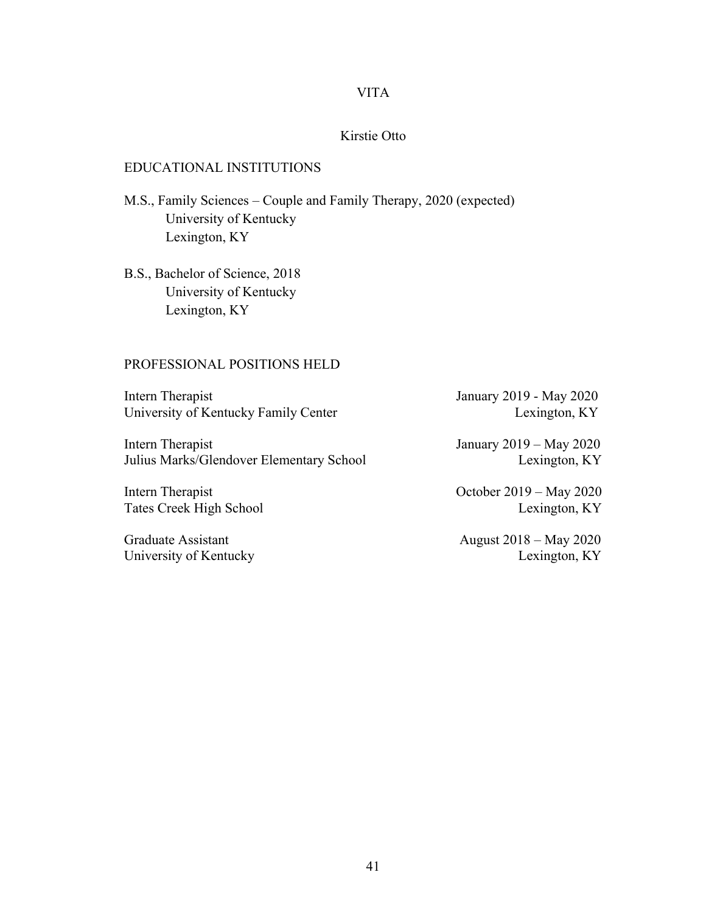# VITA

## Kirstie Otto

### EDUCATIONAL INSTITUTIONS

M.S., Family Sciences – Couple and Family Therapy, 2020 (expected)
University of Kentucky
Lexington, KY

B.S., Bachelor of Science, 2018
University of Kentucky
Lexington, KY

### PROFESSIONAL POSITIONS HELD

Intern Therapist — January 2019 - May 2020
University of Kentucky Family Center — Lexington, KY

Intern Therapist — January 2019 – May 2020
Julius Marks/Glendover Elementary School — Lexington, KY

Intern Therapist — October 2019 – May 2020
Tates Creek High School — Lexington, KY

Graduate Assistant — August 2018 – May 2020
University of Kentucky — Lexington, KY